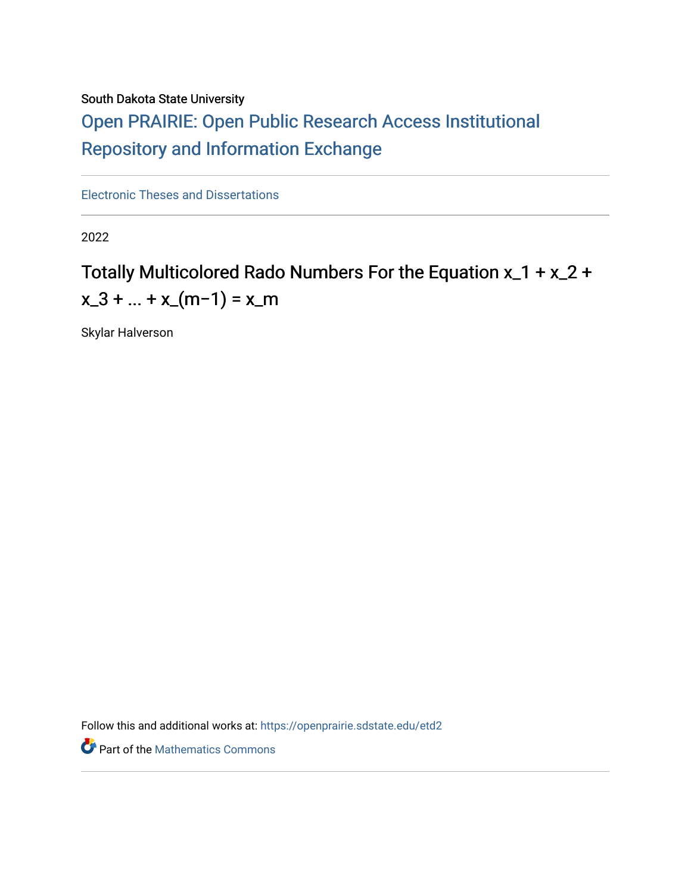South Dakota State University

# Open PRAIRIE: Open Public Research Access Institutional Repository and Information Exchange

Electronic Theses and Dissertations

2022

## Totally Multicolored Rado Numbers For the Equation $x_1 + x_2 + x_3 + \ldots + x_{(m-1)} = x_m$

Skylar Halverson

Follow this and additional works at: https://openprairie.sdstate.edu/etd2

Part of the Mathematics Commons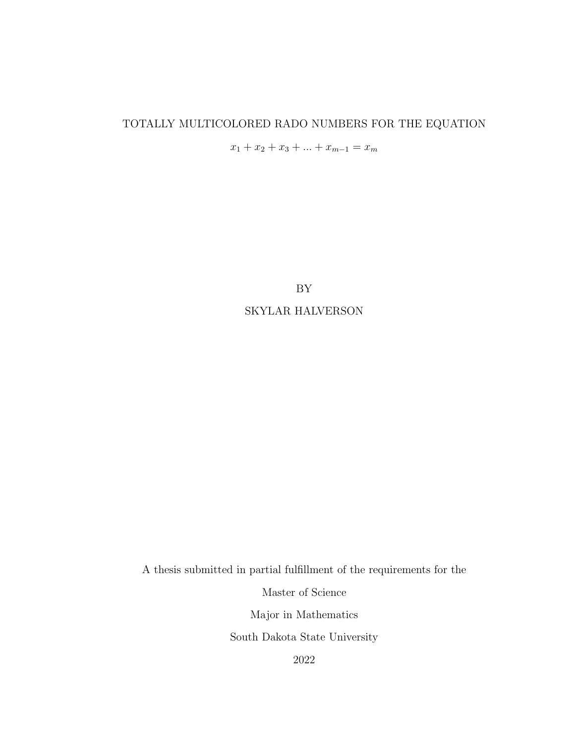# TOTALLY MULTICOLORED RADO NUMBERS FOR THE EQUATION

$x_1 + x_2 + x_3 + ... + x_{m-1} = x_m$

BY

SKYLAR HALVERSON

A thesis submitted in partial fulfillment of the requirements for the

Master of Science

Major in Mathematics

South Dakota State University

2022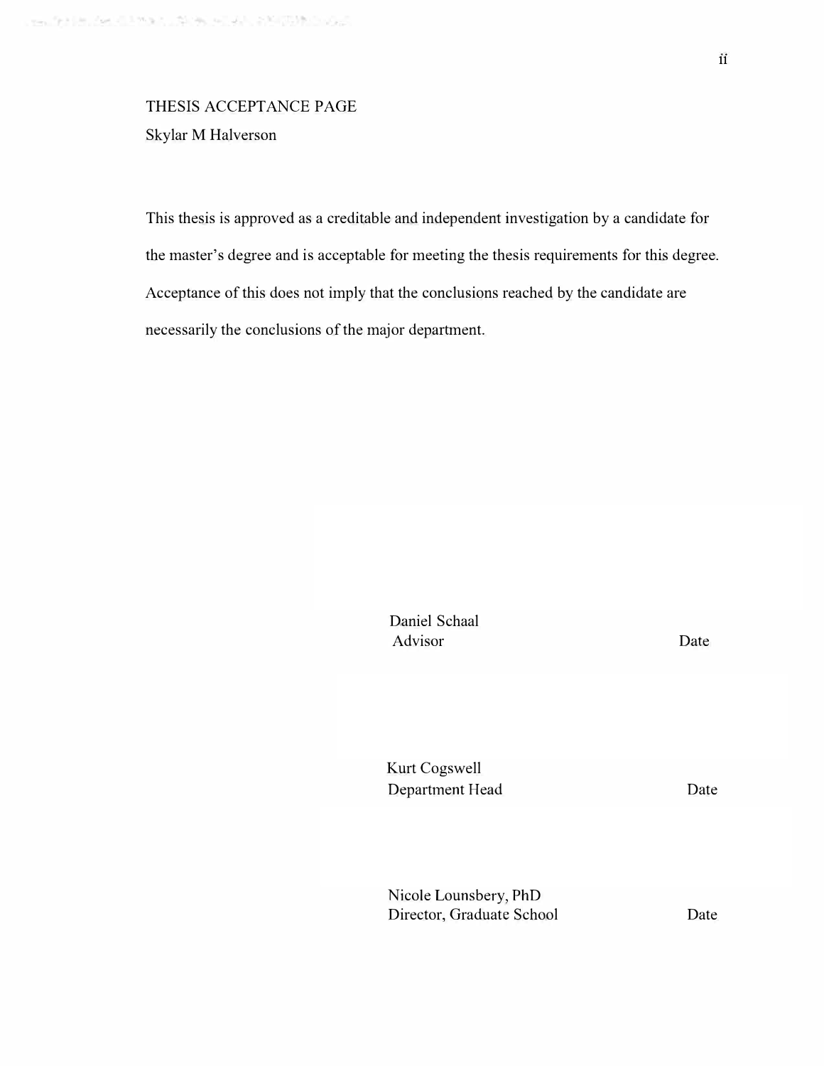THESIS ACCEPTANCE PAGE

Skylar M Halverson

This thesis is approved as a creditable and independent investigation by a candidate for the master's degree and is acceptable for meeting the thesis requirements for this degree. Acceptance of this does not imply that the conclusions reached by the candidate are necessarily the conclusions of the major department.

Daniel Schaal
Advisor — Date

Kurt Cogswell
Department Head — Date

Nicole Lounsbery, PhD
Director, Graduate School — Date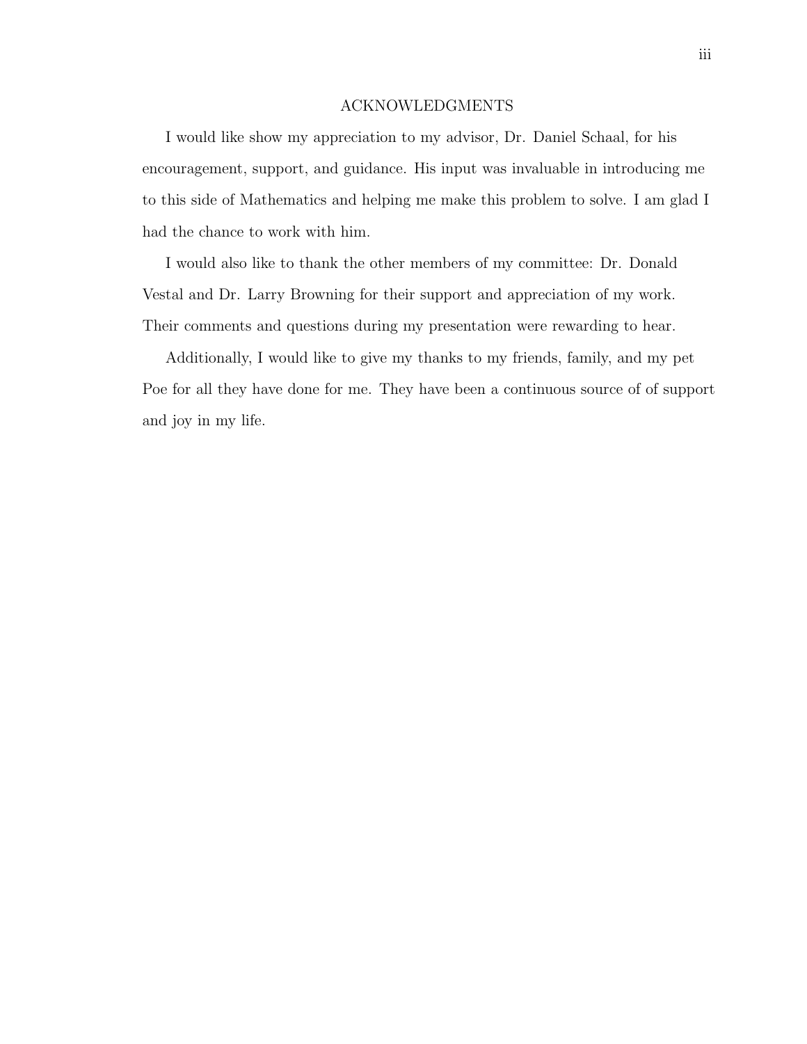# ACKNOWLEDGMENTS

I would like show my appreciation to my advisor, Dr. Daniel Schaal, for his encouragement, support, and guidance. His input was invaluable in introducing me to this side of Mathematics and helping me make this problem to solve. I am glad I had the chance to work with him.

I would also like to thank the other members of my committee: Dr. Donald Vestal and Dr. Larry Browning for their support and appreciation of my work. Their comments and questions during my presentation were rewarding to hear.

Additionally, I would like to give my thanks to my friends, family, and my pet Poe for all they have done for me. They have been a continuous source of of support and joy in my life.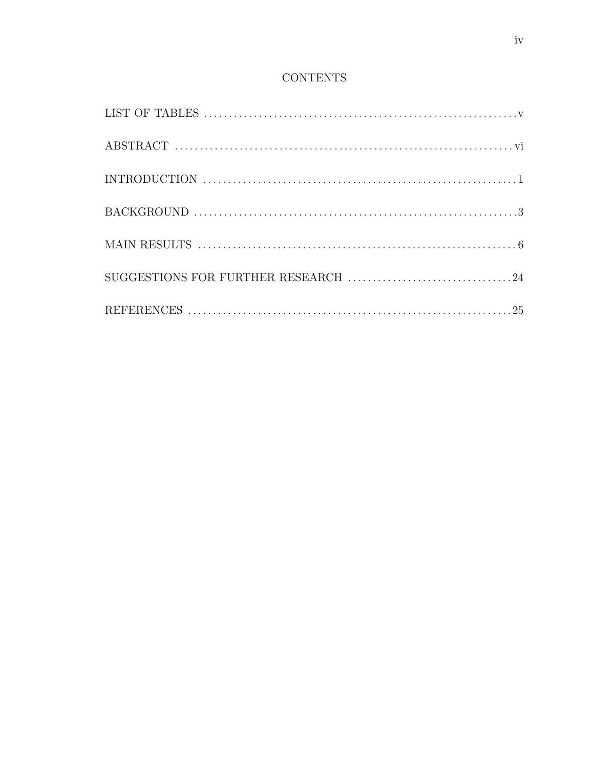# CONTENTS

LIST OF TABLES .................................................. v

ABSTRACT .................................................. vi

INTRODUCTION .................................................. 1

BACKGROUND .................................................. 3

MAIN RESULTS .................................................. 6

SUGGESTIONS FOR FURTHER RESEARCH .................................................. 24

REFERENCES .................................................. 25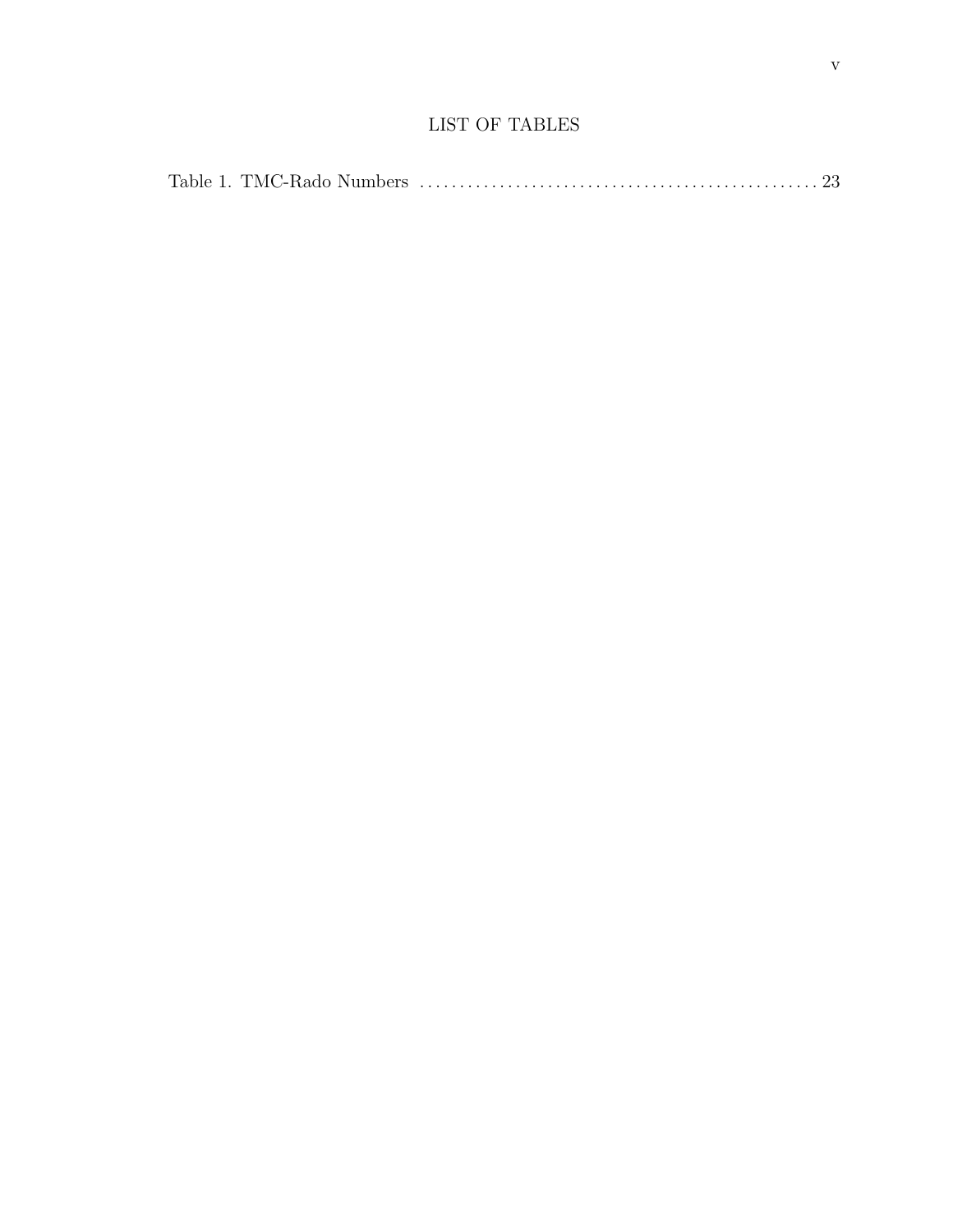# LIST OF TABLES

Table 1. TMC-Rado Numbers . . . . . . . . . . . . . . . . . . . . . . . . . . . . . . . . . . . . . . . . . . . . . . . . . 23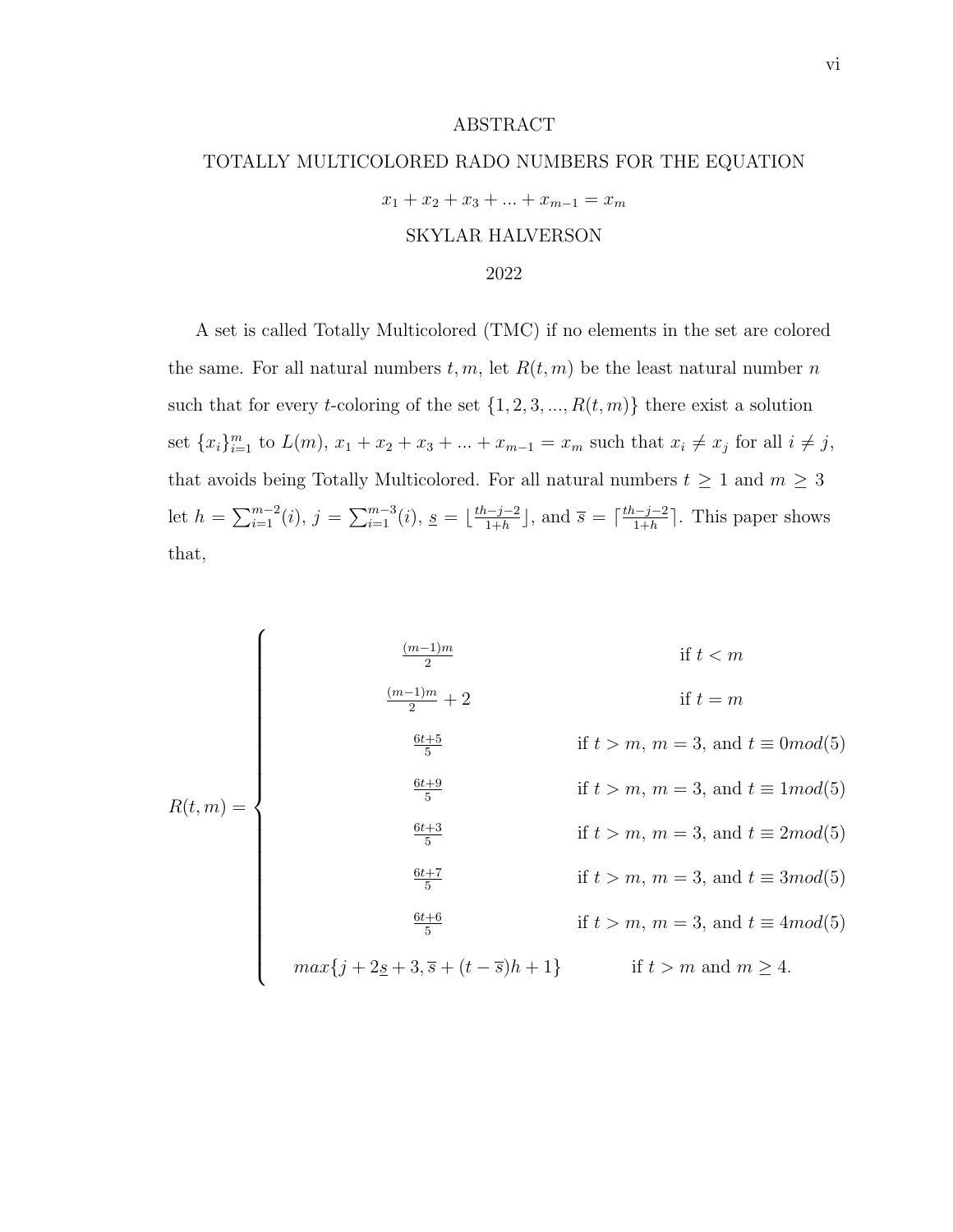# ABSTRACT

## TOTALLY MULTICOLORED RADO NUMBERS FOR THE EQUATION

$$x_1 + x_2 + x_3 + ... + x_{m-1} = x_m$$

SKYLAR HALVERSON

2022

A set is called Totally Multicolored (TMC) if no elements in the set are colored the same. For all natural numbers $t, m$, let $R(t, m)$ be the least natural number $n$ such that for every $t$-coloring of the set $\{1, 2, 3, ..., R(t, m)\}$ there exist a solution set $\{x_i\}_{i=1}^{m}$ to $L(m)$, $x_1 + x_2 + x_3 + ... + x_{m-1} = x_m$ such that $x_i \neq x_j$ for all $i \neq j$, that avoids being Totally Multicolored. For all natural numbers $t \geq 1$ and $m \geq 3$ let $h = \sum_{i=1}^{m-2}(i)$, $j = \sum_{i=1}^{m-3}(i)$, $\underline{s} = \lfloor \frac{th-j-2}{1+h} \rfloor$, and $\overline{s} = \lceil \frac{th-j-2}{1+h} \rceil$. This paper shows that,

$$R(t,m) = \begin{cases} \frac{(m-1)m}{2} & \text{if } t < m \\ \frac{(m-1)m}{2} + 2 & \text{if } t = m \\ \frac{6t+5}{5} & \text{if } t > m,\ m = 3, \text{ and } t \equiv 0 mod(5) \\ \frac{6t+9}{5} & \text{if } t > m,\ m = 3, \text{ and } t \equiv 1 mod(5) \\ \frac{6t+3}{5} & \text{if } t > m,\ m = 3, \text{ and } t \equiv 2 mod(5) \\ \frac{6t+7}{5} & \text{if } t > m,\ m = 3, \text{ and } t \equiv 3 mod(5) \\ \frac{6t+6}{5} & \text{if } t > m,\ m = 3, \text{ and } t \equiv 4 mod(5) \\ max\{j + 2\underline{s} + 3, \overline{s} + (t - \overline{s})h + 1\} & \text{if } t > m \text{ and } m \geq 4. \end{cases}$$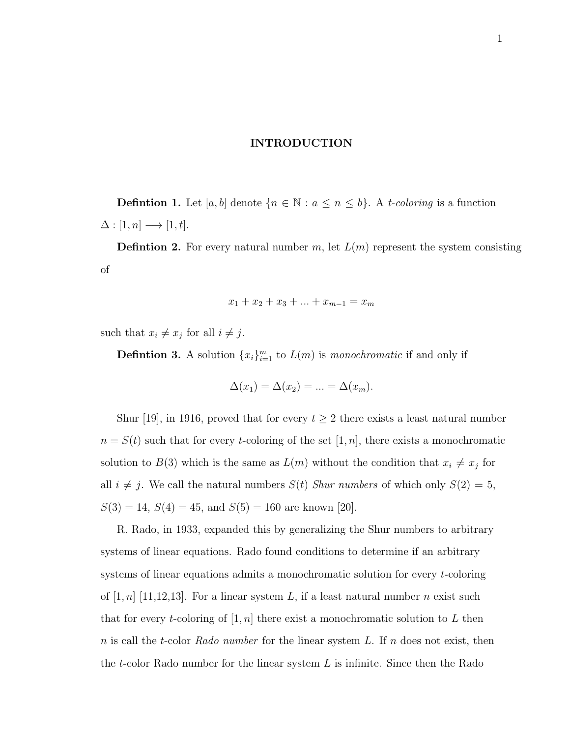# INTRODUCTION

**Defintion 1.** Let $[a, b]$ denote $\{n \in \mathbb{N} : a \leq n \leq b\}$. A *t-coloring* is a function $\Delta : [1, n] \longrightarrow [1, t]$.

**Defintion 2.** For every natural number $m$, let $L(m)$ represent the system consisting of

$$x_1 + x_2 + x_3 + ... + x_{m-1} = x_m$$

such that $x_i \neq x_j$ for all $i \neq j$.

**Defintion 3.** A solution $\{x_i\}_{i=1}^{m}$ to $L(m)$ is *monochromatic* if and only if

$$\Delta(x_1) = \Delta(x_2) = ... = \Delta(x_m).$$

Shur [19], in 1916, proved that for every $t \geq 2$ there exists a least natural number $n = S(t)$ such that for every $t$-coloring of the set $[1, n]$, there exists a monochromatic solution to $B(3)$ which is the same as $L(m)$ without the condition that $x_i \neq x_j$ for all $i \neq j$. We call the natural numbers $S(t)$ *Shur numbers* of which only $S(2) = 5$, $S(3) = 14$, $S(4) = 45$, and $S(5) = 160$ are known [20].

R. Rado, in 1933, expanded this by generalizing the Shur numbers to arbitrary systems of linear equations. Rado found conditions to determine if an arbitrary systems of linear equations admits a monochromatic solution for every $t$-coloring of $[1, n]$ [11,12,13]. For a linear system $L$, if a least natural number $n$ exist such that for every $t$-coloring of $[1, n]$ there exist a monochromatic solution to $L$ then $n$ is call the $t$-color *Rado number* for the linear system $L$. If $n$ does not exist, then the $t$-color Rado number for the linear system $L$ is infinite. Since then the Rado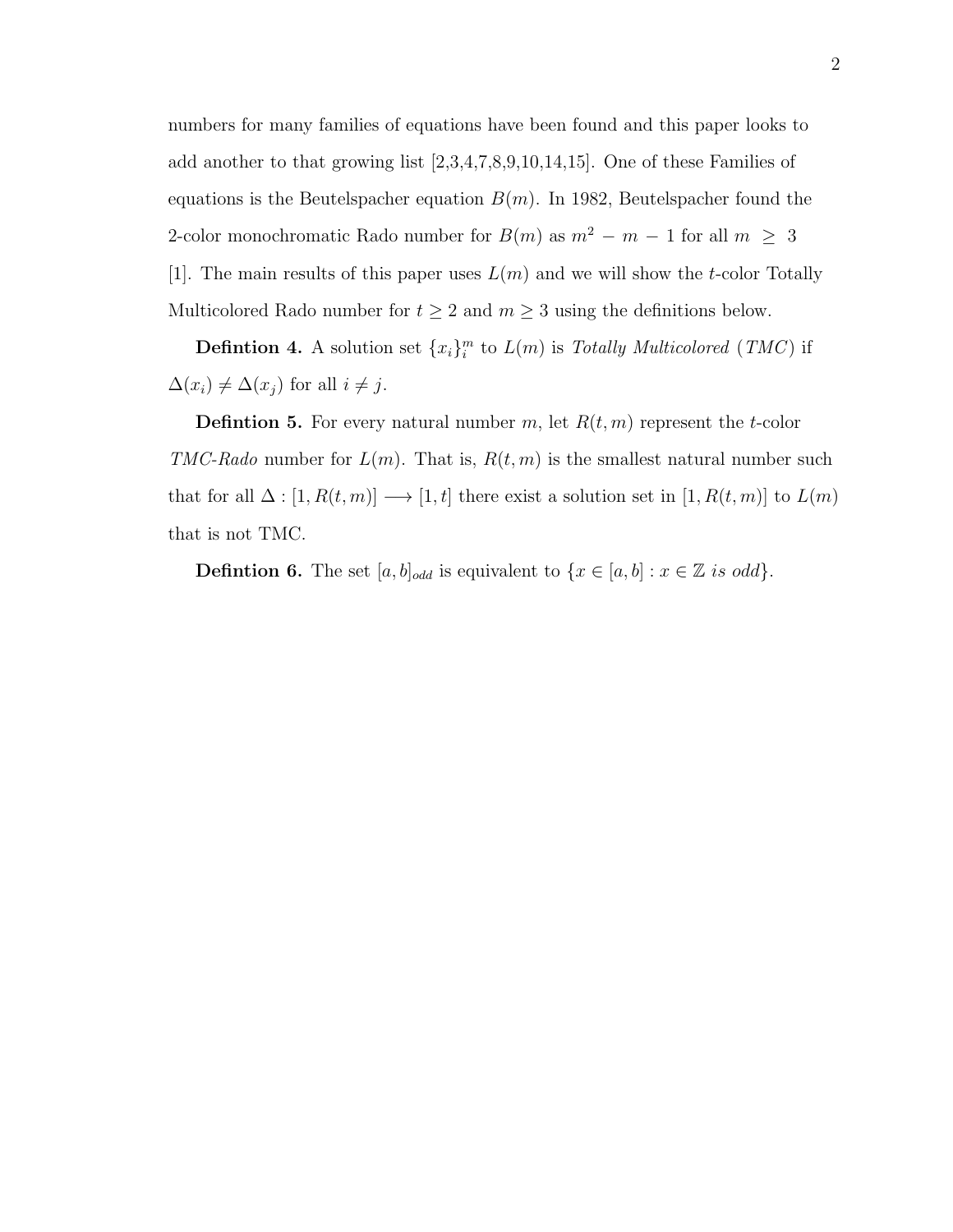numbers for many families of equations have been found and this paper looks to add another to that growing list [2,3,4,7,8,9,10,14,15]. One of these Families of equations is the Beutelspacher equation $B(m)$. In 1982, Beutelspacher found the 2-color monochromatic Rado number for $B(m)$ as $m^2 - m - 1$ for all $m \geq 3$ [1]. The main results of this paper uses $L(m)$ and we will show the $t$-color Totally Multicolored Rado number for $t \geq 2$ and $m \geq 3$ using the definitions below.

**Defintion 4.** A solution set $\{x_i\}_i^m$ to $L(m)$ is *Totally Multicolored* (*TMC*) if $\Delta(x_i) \neq \Delta(x_j)$ for all $i \neq j$.

**Defintion 5.** For every natural number $m$, let $R(t, m)$ represent the $t$-color *TMC-Rado* number for $L(m)$. That is, $R(t, m)$ is the smallest natural number such that for all $\Delta : [1, R(t, m)] \longrightarrow [1, t]$ there exist a solution set in $[1, R(t, m)]$ to $L(m)$ that is not TMC.

**Defintion 6.** The set $[a, b]_{odd}$ is equivalent to $\{x \in [a, b] : x \in \mathbb{Z} \text{ is odd}\}$.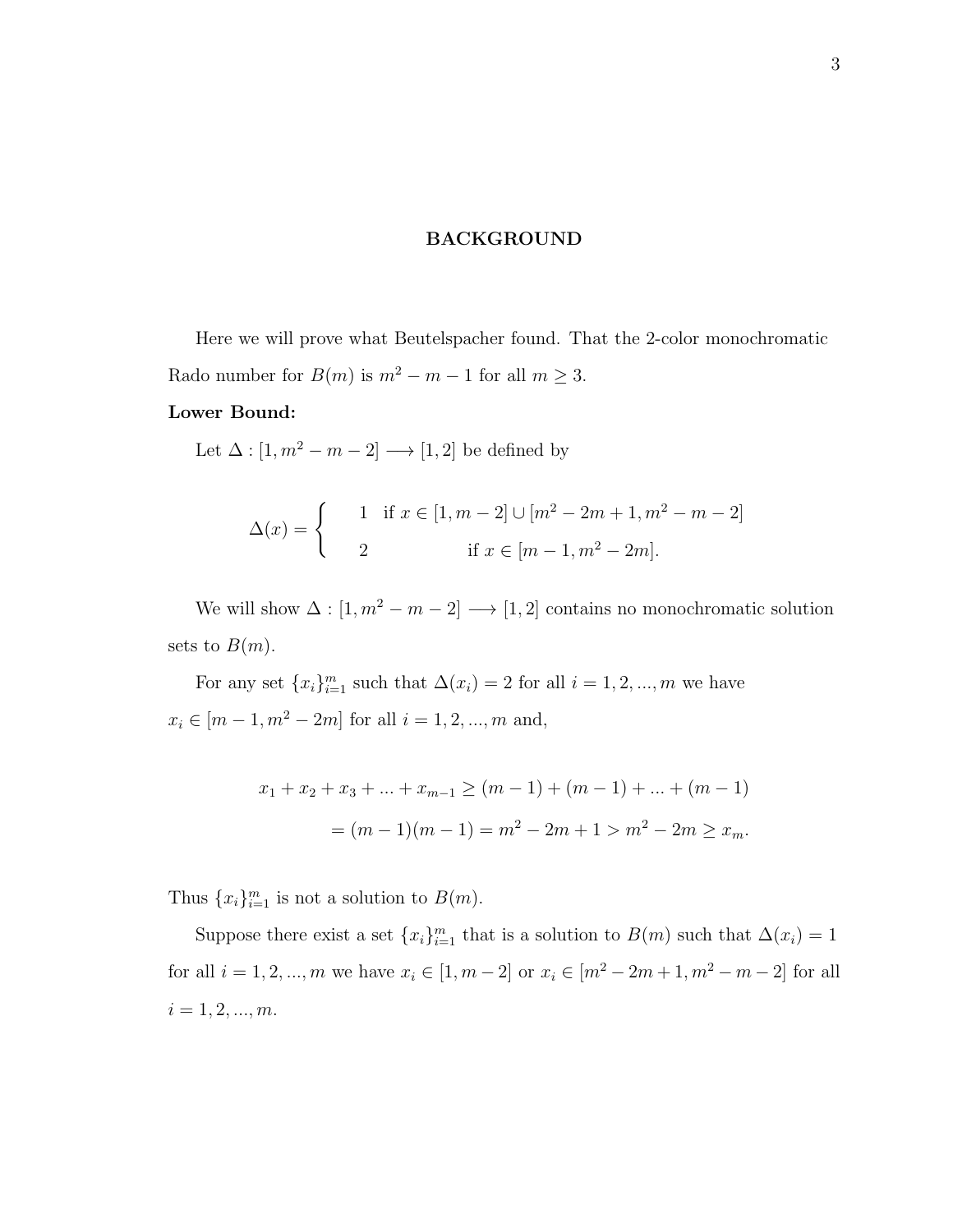## BACKGROUND

Here we will prove what Beutelspacher found. That the 2-color monochromatic Rado number for $B(m)$ is $m^2 - m - 1$ for all $m \geq 3$.

**Lower Bound:**

Let $\Delta : [1, m^2 - m - 2] \longrightarrow [1, 2]$ be defined by

$$\Delta(x) = \begin{cases} 1 & \text{if } x \in [1, m-2] \cup [m^2 - 2m + 1, m^2 - m - 2] \\ 2 & \text{if } x \in [m-1, m^2 - 2m]. \end{cases}$$

We will show $\Delta : [1, m^2 - m - 2] \longrightarrow [1, 2]$ contains no monochromatic solution sets to $B(m)$.

For any set $\{x_i\}_{i=1}^m$ such that $\Delta(x_i) = 2$ for all $i = 1, 2, ..., m$ we have $x_i \in [m - 1, m^2 - 2m]$ for all $i = 1, 2, ..., m$ and,

$$\begin{aligned} x_1 + x_2 + x_3 + ... + x_{m-1} &\geq (m-1) + (m-1) + ... + (m-1) \\ &= (m-1)(m-1) = m^2 - 2m + 1 > m^2 - 2m \geq x_m. \end{aligned}$$

Thus $\{x_i\}_{i=1}^m$ is not a solution to $B(m)$.

Suppose there exist a set $\{x_i\}_{i=1}^m$ that is a solution to $B(m)$ such that $\Delta(x_i) = 1$ for all $i = 1, 2, ..., m$ we have $x_i \in [1, m-2]$ or $x_i \in [m^2 - 2m + 1, m^2 - m - 2]$ for all $i = 1, 2, ..., m$.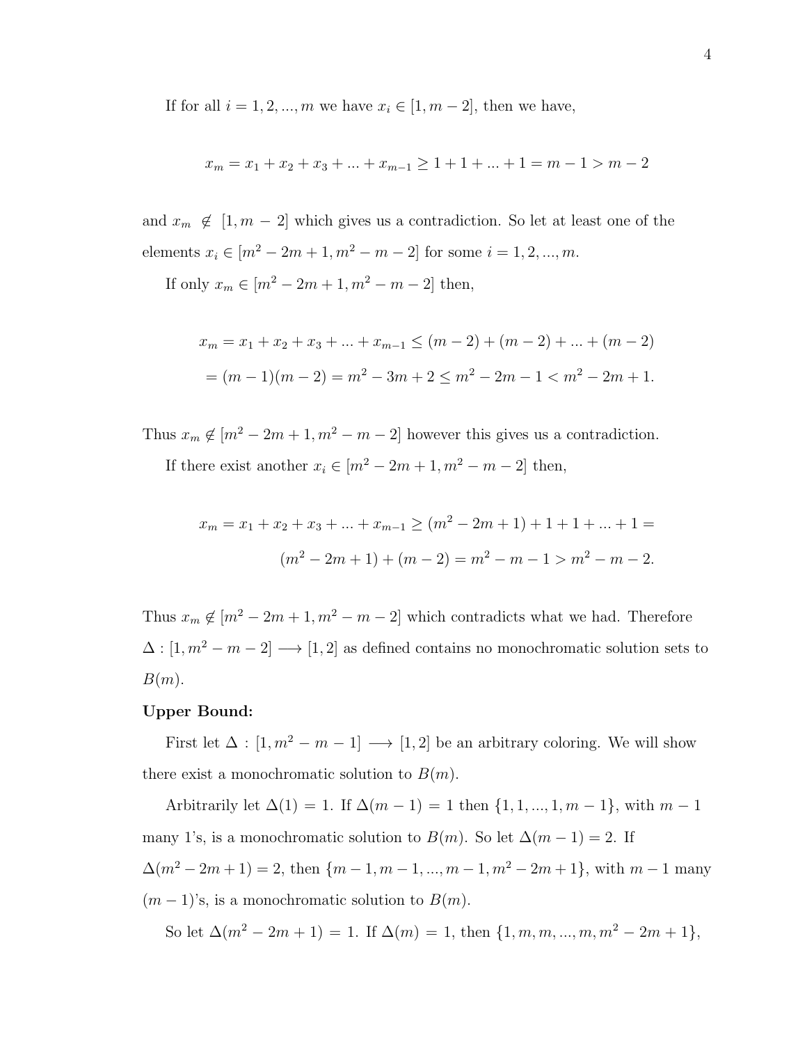If for all $i = 1, 2, ..., m$ we have $x_i \in [1, m-2]$, then we have,

$$x_m = x_1 + x_2 + x_3 + ... + x_{m-1} \geq 1 + 1 + ... + 1 = m - 1 > m - 2$$

and $x_m \notin [1, m-2]$ which gives us a contradiction. So let at least one of the elements $x_i \in [m^2 - 2m + 1, m^2 - m - 2]$ for some $i = 1, 2, ..., m$.

If only $x_m \in [m^2 - 2m + 1, m^2 - m - 2]$ then,

$$x_m = x_1 + x_2 + x_3 + ... + x_{m-1} \leq (m-2) + (m-2) + ... + (m-2)$$
$$= (m-1)(m-2) = m^2 - 3m + 2 \leq m^2 - 2m - 1 < m^2 - 2m + 1.$$

Thus $x_m \notin [m^2 - 2m + 1, m^2 - m - 2]$ however this gives us a contradiction.

If there exist another $x_i \in [m^2 - 2m + 1, m^2 - m - 2]$ then,

$$x_m = x_1 + x_2 + x_3 + ... + x_{m-1} \geq (m^2 - 2m + 1) + 1 + 1 + ... + 1 =$$
$$(m^2 - 2m + 1) + (m - 2) = m^2 - m - 1 > m^2 - m - 2.$$

Thus $x_m \notin [m^2 - 2m + 1, m^2 - m - 2]$ which contradicts what we had. Therefore $\Delta : [1, m^2 - m - 2] \longrightarrow [1, 2]$ as defined contains no monochromatic solution sets to $B(m)$.

**Upper Bound:**

First let $\Delta : [1, m^2 - m - 1] \longrightarrow [1, 2]$ be an arbitrary coloring. We will show there exist a monochromatic solution to $B(m)$.

Arbitrarily let $\Delta(1) = 1$. If $\Delta(m-1) = 1$ then $\{1, 1, ..., 1, m-1\}$, with $m-1$ many 1's, is a monochromatic solution to $B(m)$. So let $\Delta(m-1) = 2$. If $\Delta(m^2 - 2m + 1) = 2$, then $\{m-1, m-1, ..., m-1, m^2 - 2m + 1\}$, with $m-1$ many $(m-1)$'s, is a monochromatic solution to $B(m)$.

So let $\Delta(m^2 - 2m + 1) = 1$. If $\Delta(m) = 1$, then $\{1, m, m, ..., m, m^2 - 2m + 1\}$,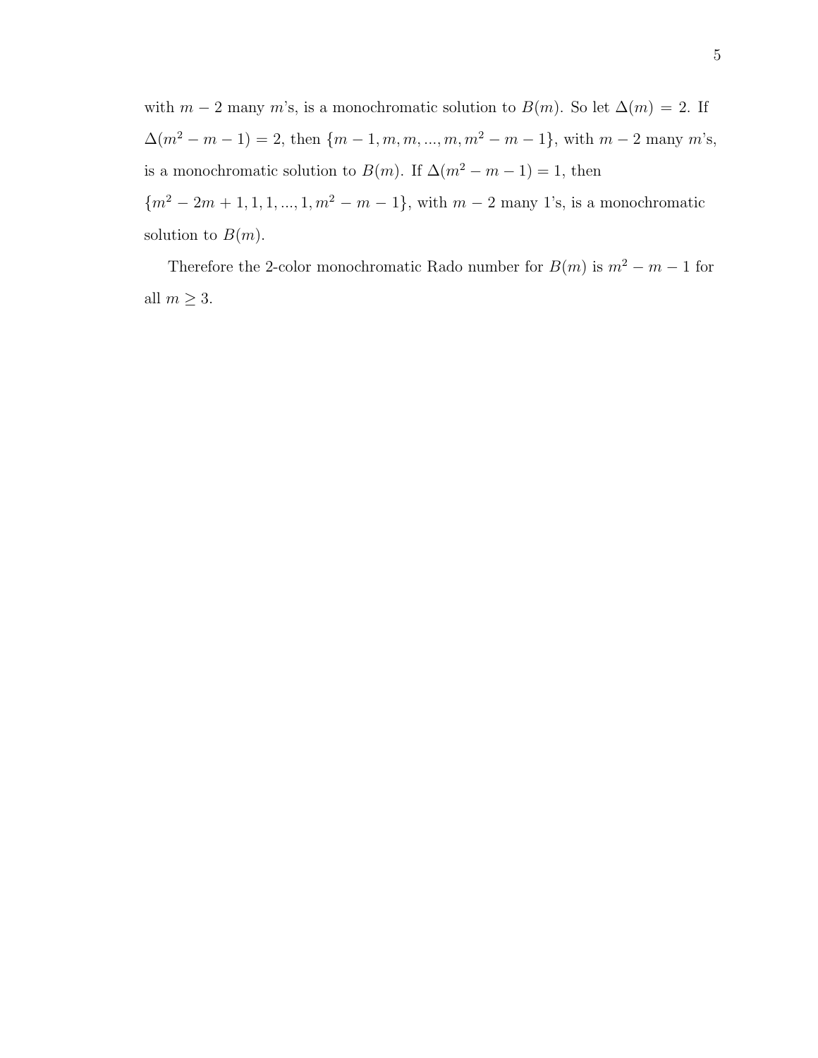with $m-2$ many $m$'s, is a monochromatic solution to $B(m)$. So let $\Delta(m) = 2$. If $\Delta(m^2 - m - 1) = 2$, then $\{m-1, m, m, ..., m, m^2 - m - 1\}$, with $m - 2$ many $m$'s, is a monochromatic solution to $B(m)$. If $\Delta(m^2 - m - 1) = 1$, then $\{m^2 - 2m + 1, 1, 1, ..., 1, m^2 - m - 1\}$, with $m - 2$ many 1's, is a monochromatic solution to $B(m)$.

Therefore the 2-color monochromatic Rado number for $B(m)$ is $m^2 - m - 1$ for all $m \geq 3$.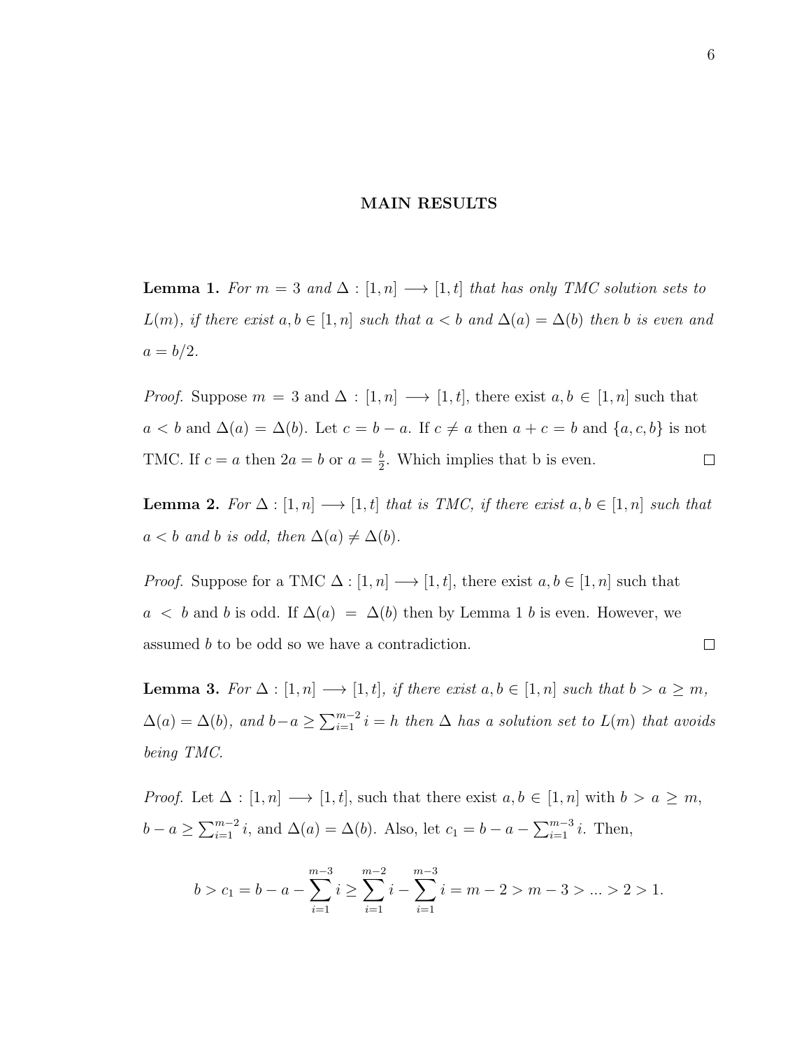## MAIN RESULTS

**Lemma 1.** *For $m = 3$ and $\Delta : [1, n] \longrightarrow [1, t]$ that has only TMC solution sets to $L(m)$, if there exist $a, b \in [1, n]$ such that $a < b$ and $\Delta(a) = \Delta(b)$ then $b$ is even and $a = b/2$.*

*Proof.* Suppose $m = 3$ and $\Delta : [1, n] \longrightarrow [1, t]$, there exist $a, b \in [1, n]$ such that $a < b$ and $\Delta(a) = \Delta(b)$. Let $c = b - a$. If $c \neq a$ then $a + c = b$ and $\{a, c, b\}$ is not TMC. If $c = a$ then $2a = b$ or $a = \frac{b}{2}$. Which implies that b is even. $\square$

**Lemma 2.** *For $\Delta : [1, n] \longrightarrow [1, t]$ that is TMC, if there exist $a, b \in [1, n]$ such that $a < b$ and $b$ is odd, then $\Delta(a) \neq \Delta(b)$.*

*Proof.* Suppose for a TMC $\Delta : [1, n] \longrightarrow [1, t]$, there exist $a, b \in [1, n]$ such that $a < b$ and $b$ is odd. If $\Delta(a) = \Delta(b)$ then by Lemma 1 $b$ is even. However, we assumed $b$ to be odd so we have a contradiction. $\square$

**Lemma 3.** *For $\Delta : [1, n] \longrightarrow [1, t]$, if there exist $a, b \in [1, n]$ such that $b > a \geq m$, $\Delta(a) = \Delta(b)$, and $b - a \geq \sum_{i=1}^{m-2} i = h$ then $\Delta$ has a solution set to $L(m)$ that avoids being TMC.*

*Proof.* Let $\Delta : [1, n] \longrightarrow [1, t]$, such that there exist $a, b \in [1, n]$ with $b > a \geq m$, $b - a \geq \sum_{i=1}^{m-2} i$, and $\Delta(a) = \Delta(b)$. Also, let $c_1 = b - a - \sum_{i=1}^{m-3} i$. Then,

$$b > c_1 = b - a - \sum_{i=1}^{m-3} i \geq \sum_{i=1}^{m-2} i - \sum_{i=1}^{m-3} i = m - 2 > m - 3 > ... > 2 > 1.$$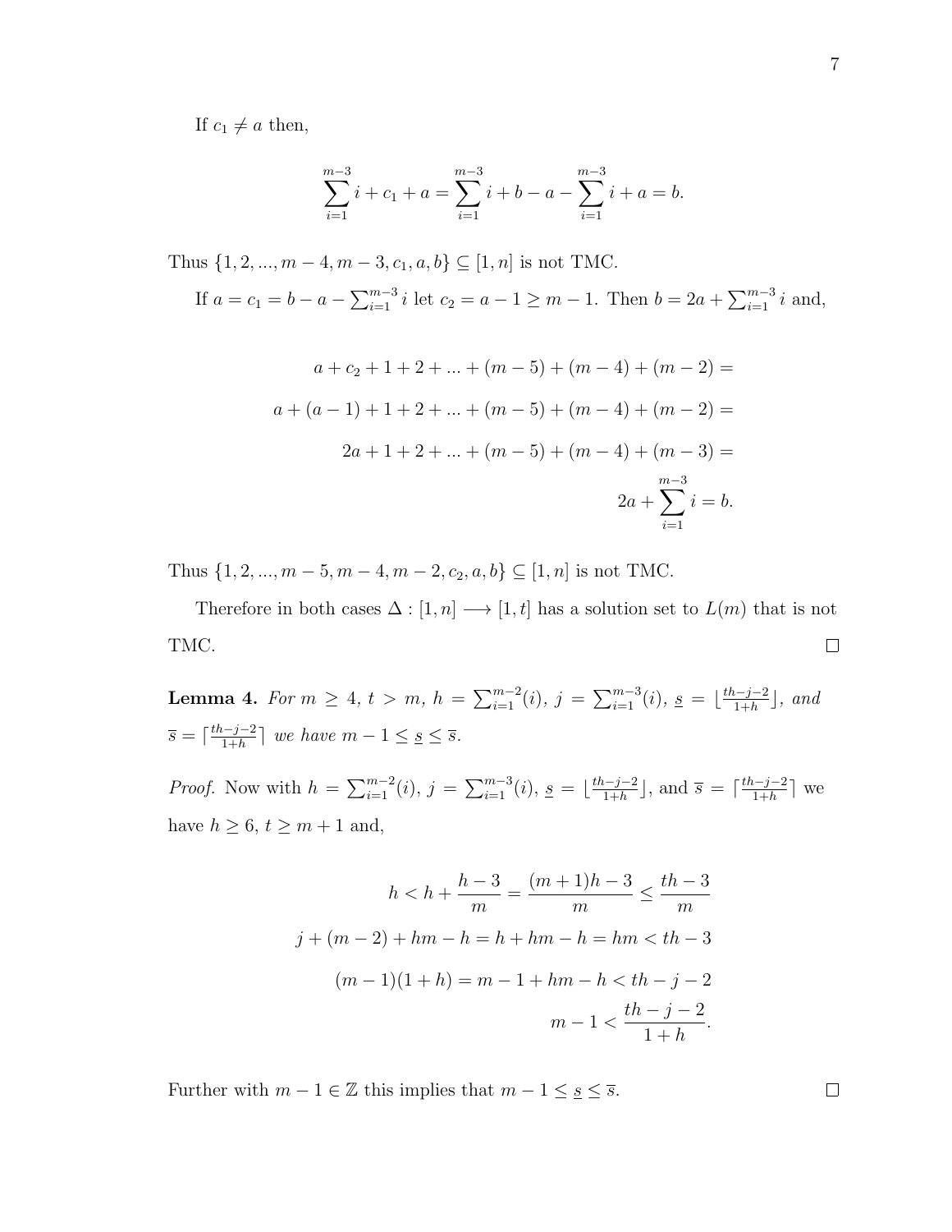If $c_1 \neq a$ then,

$$\sum_{i=1}^{m-3} i + c_1 + a = \sum_{i=1}^{m-3} i + b - a - \sum_{i=1}^{m-3} i + a = b.$$

Thus $\{1, 2, ..., m-4, m-3, c_1, a, b\} \subseteq [1, n]$ is not TMC.

If $a = c_1 = b - a - \sum_{i=1}^{m-3} i$ let $c_2 = a - 1 \geq m - 1$. Then $b = 2a + \sum_{i=1}^{m-3} i$ and,

$$\begin{aligned}
a + c_2 + 1 + 2 + ... + (m-5) + (m-4) + (m-2) &= \\
a + (a-1) + 1 + 2 + ... + (m-5) + (m-4) + (m-2) &= \\
2a + 1 + 2 + ... + (m-5) + (m-4) + (m-3) &= \\
2a + \sum_{i=1}^{m-3} i &= b.
\end{aligned}$$

Thus $\{1, 2, ..., m-5, m-4, m-2, c_2, a, b\} \subseteq [1, n]$ is not TMC.

Therefore in both cases $\Delta : [1, n] \longrightarrow [1, t]$ has a solution set to $L(m)$ that is not TMC. $\square$

**Lemma 4.** *For $m \geq 4$, $t > m$, $h = \sum_{i=1}^{m-2}(i)$, $j = \sum_{i=1}^{m-3}(i)$, $\underline{s} = \lfloor \frac{th-j-2}{1+h} \rfloor$, and $\overline{s} = \lceil \frac{th-j-2}{1+h} \rceil$ we have $m - 1 \leq \underline{s} \leq \overline{s}$.*

*Proof.* Now with $h = \sum_{i=1}^{m-2}(i)$, $j = \sum_{i=1}^{m-3}(i)$, $\underline{s} = \lfloor \frac{th-j-2}{1+h} \rfloor$, and $\overline{s} = \lceil \frac{th-j-2}{1+h} \rceil$ we have $h \geq 6$, $t \geq m + 1$ and,

$$\begin{aligned}
h < h + \frac{h-3}{m} = \frac{(m+1)h - 3}{m} &\leq \frac{th-3}{m} \\
j + (m-2) + hm - h = h + hm - h = hm &< th - 3 \\
(m-1)(1+h) = m - 1 + hm - h &< th - j - 2 \\
m - 1 &< \frac{th-j-2}{1+h}.
\end{aligned}$$

Further with $m - 1 \in \mathbb{Z}$ this implies that $m - 1 \leq \underline{s} \leq \overline{s}$. $\square$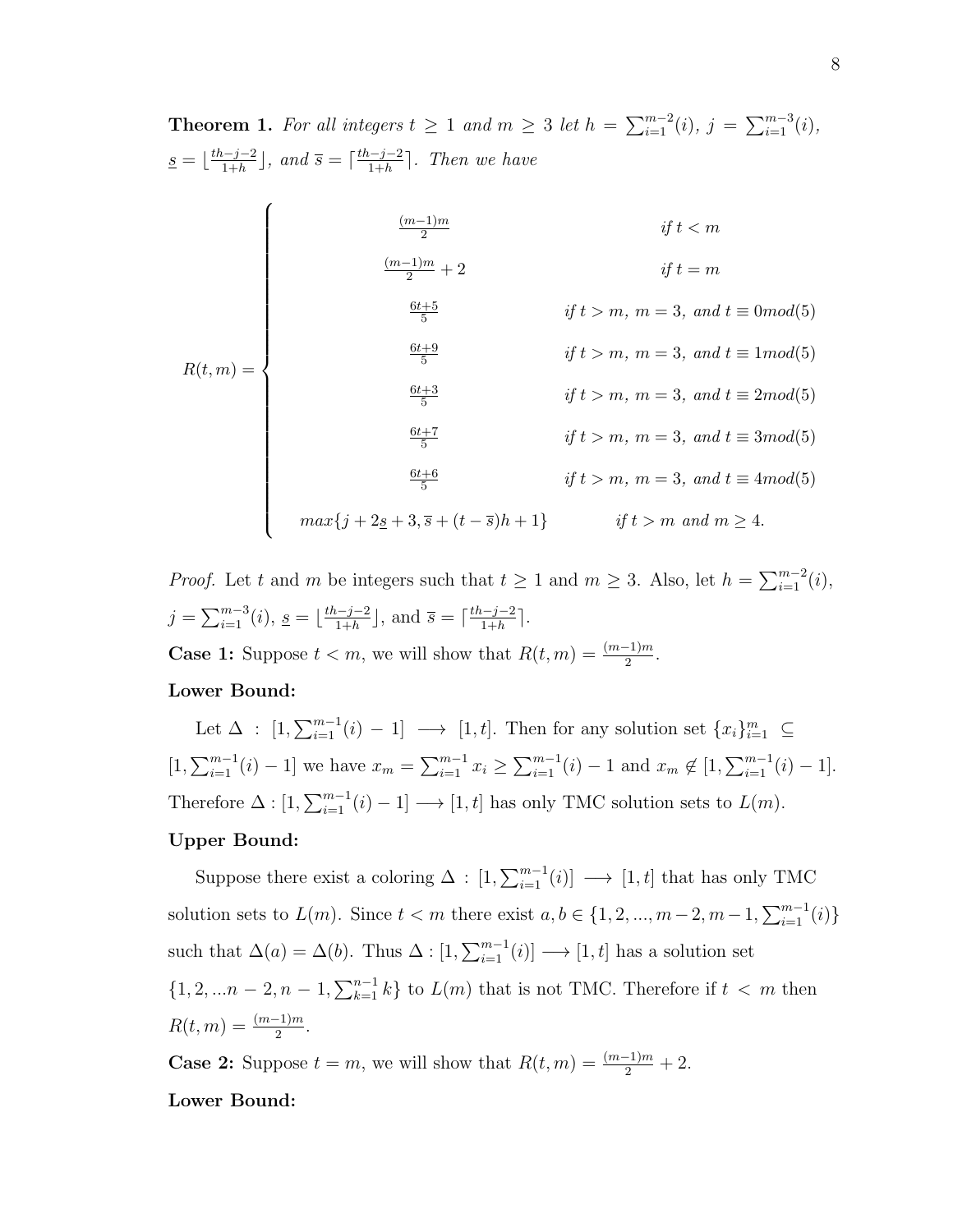**Theorem 1.** *For all integers $t \geq 1$ and $m \geq 3$ let $h = \sum_{i=1}^{m-2}(i)$, $j = \sum_{i=1}^{m-3}(i)$, $\underline{s} = \lfloor \frac{th-j-2}{1+h} \rfloor$, and $\overline{s} = \lceil \frac{th-j-2}{1+h} \rceil$. Then we have*

$$R(t,m) = \begin{cases} \frac{(m-1)m}{2} & \text{if } t < m \\ \frac{(m-1)m}{2} + 2 & \text{if } t = m \\ \frac{6t+5}{5} & \text{if } t > m,\ m = 3, \text{ and } t \equiv 0 mod(5) \\ \frac{6t+9}{5} & \text{if } t > m,\ m = 3, \text{ and } t \equiv 1 mod(5) \\ \frac{6t+3}{5} & \text{if } t > m,\ m = 3, \text{ and } t \equiv 2 mod(5) \\ \frac{6t+7}{5} & \text{if } t > m,\ m = 3, \text{ and } t \equiv 3 mod(5) \\ \frac{6t+6}{5} & \text{if } t > m,\ m = 3, \text{ and } t \equiv 4 mod(5) \\ max\{j + 2\underline{s} + 3, \overline{s} + (t - \overline{s})h + 1\} & \text{if } t > m \text{ and } m \geq 4. \end{cases}$$

*Proof.* Let $t$ and $m$ be integers such that $t \geq 1$ and $m \geq 3$. Also, let $h = \sum_{i=1}^{m-2}(i)$, $j = \sum_{i=1}^{m-3}(i)$, $\underline{s} = \lfloor \frac{th-j-2}{1+h} \rfloor$, and $\overline{s} = \lceil \frac{th-j-2}{1+h} \rceil$.

**Case 1:** Suppose $t < m$, we will show that $R(t,m) = \frac{(m-1)m}{2}$.

**Lower Bound:**

Let $\Delta : [1, \sum_{i=1}^{m-1}(i) - 1] \longrightarrow [1,t]$. Then for any solution set $\{x_i\}_{i=1}^{m} \subseteq [1, \sum_{i=1}^{m-1}(i) - 1]$ we have $x_m = \sum_{i=1}^{m-1} x_i \geq \sum_{i=1}^{m-1}(i) - 1$ and $x_m \notin [1, \sum_{i=1}^{m-1}(i) - 1]$. Therefore $\Delta : [1, \sum_{i=1}^{m-1}(i) - 1] \longrightarrow [1,t]$ has only TMC solution sets to $L(m)$.

**Upper Bound:**

Suppose there exist a coloring $\Delta : [1, \sum_{i=1}^{m-1}(i)] \longrightarrow [1,t]$ that has only TMC solution sets to $L(m)$. Since $t < m$ there exist $a, b \in \{1, 2, ..., m-2, m-1, \sum_{i=1}^{m-1}(i)\}$ such that $\Delta(a) = \Delta(b)$. Thus $\Delta : [1, \sum_{i=1}^{m-1}(i)] \longrightarrow [1,t]$ has a solution set $\{1, 2, ...n-2, n-1, \sum_{k=1}^{n-1} k\}$ to $L(m)$ that is not TMC. Therefore if $t < m$ then $R(t,m) = \frac{(m-1)m}{2}$.

**Case 2:** Suppose $t = m$, we will show that $R(t,m) = \frac{(m-1)m}{2} + 2$.

**Lower Bound:**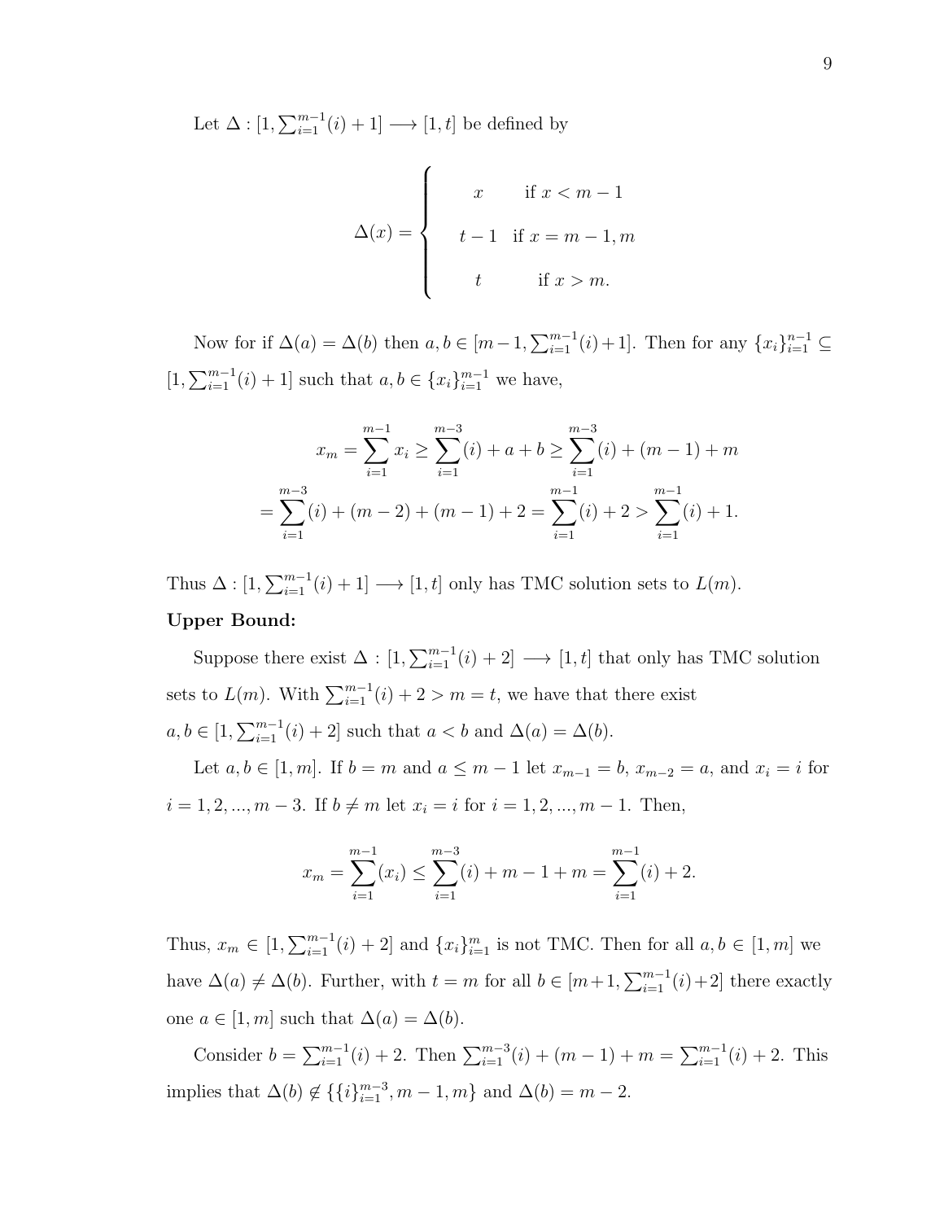Let $\Delta : [1, \sum_{i=1}^{m-1}(i) + 1] \longrightarrow [1, t]$ be defined by

$$\Delta(x) = \begin{cases} x & \text{if } x < m-1 \\ t-1 & \text{if } x = m-1, m \\ t & \text{if } x > m. \end{cases}$$

Now for if $\Delta(a) = \Delta(b)$ then $a, b \in [m-1, \sum_{i=1}^{m-1}(i)+1]$. Then for any $\{x_i\}_{i=1}^{n-1} \subseteq [1, \sum_{i=1}^{m-1}(i) + 1]$ such that $a, b \in \{x_i\}_{i=1}^{m-1}$ we have,

$$x_m = \sum_{i=1}^{m-1} x_i \geq \sum_{i=1}^{m-3}(i) + a + b \geq \sum_{i=1}^{m-3}(i) + (m-1) + m$$
$$= \sum_{i=1}^{m-3}(i) + (m-2) + (m-1) + 2 = \sum_{i=1}^{m-1}(i) + 2 > \sum_{i=1}^{m-1}(i) + 1.$$

Thus $\Delta : [1, \sum_{i=1}^{m-1}(i) + 1] \longrightarrow [1, t]$ only has TMC solution sets to $L(m)$.

**Upper Bound:**

Suppose there exist $\Delta : [1, \sum_{i=1}^{m-1}(i) + 2] \longrightarrow [1, t]$ that only has TMC solution sets to $L(m)$. With $\sum_{i=1}^{m-1}(i) + 2 > m = t$, we have that there exist $a, b \in [1, \sum_{i=1}^{m-1}(i) + 2]$ such that $a < b$ and $\Delta(a) = \Delta(b)$.

Let $a, b \in [1, m]$. If $b = m$ and $a \leq m-1$ let $x_{m-1} = b$, $x_{m-2} = a$, and $x_i = i$ for $i = 1, 2, ..., m-3$. If $b \neq m$ let $x_i = i$ for $i = 1, 2, ..., m-1$. Then,

$$x_m = \sum_{i=1}^{m-1}(x_i) \leq \sum_{i=1}^{m-3}(i) + m - 1 + m = \sum_{i=1}^{m-1}(i) + 2.$$

Thus, $x_m \in [1, \sum_{i=1}^{m-1}(i) + 2]$ and $\{x_i\}_{i=1}^{m}$ is not TMC. Then for all $a, b \in [1, m]$ we have $\Delta(a) \neq \Delta(b)$. Further, with $t = m$ for all $b \in [m+1, \sum_{i=1}^{m-1}(i)+2]$ there exactly one $a \in [1, m]$ such that $\Delta(a) = \Delta(b)$.

Consider $b = \sum_{i=1}^{m-1}(i) + 2$. Then $\sum_{i=1}^{m-3}(i) + (m-1) + m = \sum_{i=1}^{m-1}(i) + 2$. This implies that $\Delta(b) \notin \{\{i\}_{i=1}^{m-3}, m-1, m\}$ and $\Delta(b) = m-2$.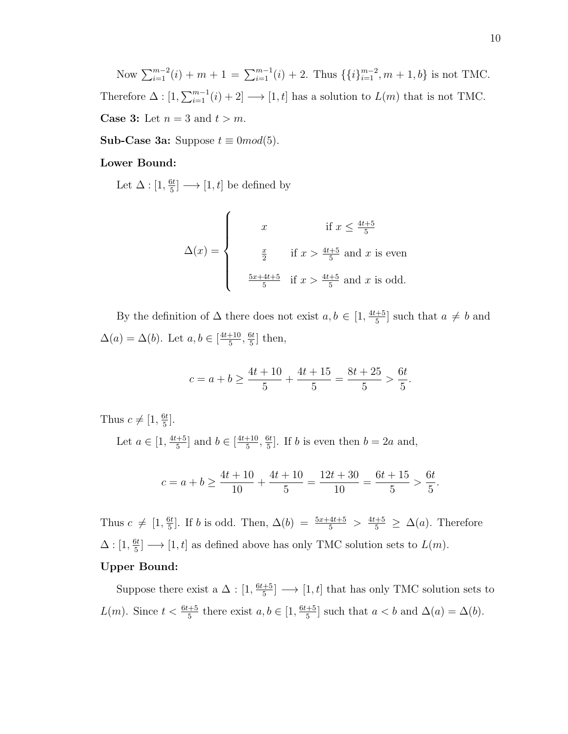Now $\sum_{i=1}^{m-2}(i) + m + 1 = \sum_{i=1}^{m-1}(i) + 2$. Thus $\{\{i\}_{i=1}^{m-2}, m+1, b\}$ is not TMC. Therefore $\Delta : [1, \sum_{i=1}^{m-1}(i) + 2] \longrightarrow [1, t]$ has a solution to $L(m)$ that is not TMC.

**Case 3:** Let $n = 3$ and $t > m$.

**Sub-Case 3a:** Suppose $t \equiv 0 mod(5)$.

**Lower Bound:**

Let $\Delta : [1, \frac{6t}{5}] \longrightarrow [1, t]$ be defined by

$$\Delta(x) = \begin{cases} x & \text{if } x \leq \frac{4t+5}{5} \\ \frac{x}{2} & \text{if } x > \frac{4t+5}{5} \text{ and } x \text{ is even} \\ \frac{5x+4t+5}{5} & \text{if } x > \frac{4t+5}{5} \text{ and } x \text{ is odd.} \end{cases}$$

By the definition of $\Delta$ there does not exist $a, b \in [1, \frac{4t+5}{5}]$ such that $a \neq b$ and $\Delta(a) = \Delta(b)$. Let $a, b \in [\frac{4t+10}{5}, \frac{6t}{5}]$ then,

$$c = a + b \geq \frac{4t+10}{5} + \frac{4t+15}{5} = \frac{8t+25}{5} > \frac{6t}{5}.$$

Thus $c \neq [1, \frac{6t}{5}]$.

Let $a \in [1, \frac{4t+5}{5}]$ and $b \in [\frac{4t+10}{5}, \frac{6t}{5}]$. If $b$ is even then $b = 2a$ and,

$$c = a + b \geq \frac{4t+10}{10} + \frac{4t+10}{5} = \frac{12t+30}{10} = \frac{6t+15}{5} > \frac{6t}{5}.$$

Thus $c \neq [1, \frac{6t}{5}]$. If $b$ is odd. Then, $\Delta(b) = \frac{5x+4t+5}{5} > \frac{4t+5}{5} \geq \Delta(a)$. Therefore $\Delta : [1, \frac{6t}{5}] \longrightarrow [1, t]$ as defined above has only TMC solution sets to $L(m)$.

**Upper Bound:**

Suppose there exist a $\Delta : [1, \frac{6t+5}{5}] \longrightarrow [1, t]$ that has only TMC solution sets to $L(m)$. Since $t < \frac{6t+5}{5}$ there exist $a, b \in [1, \frac{6t+5}{5}]$ such that $a < b$ and $\Delta(a) = \Delta(b)$.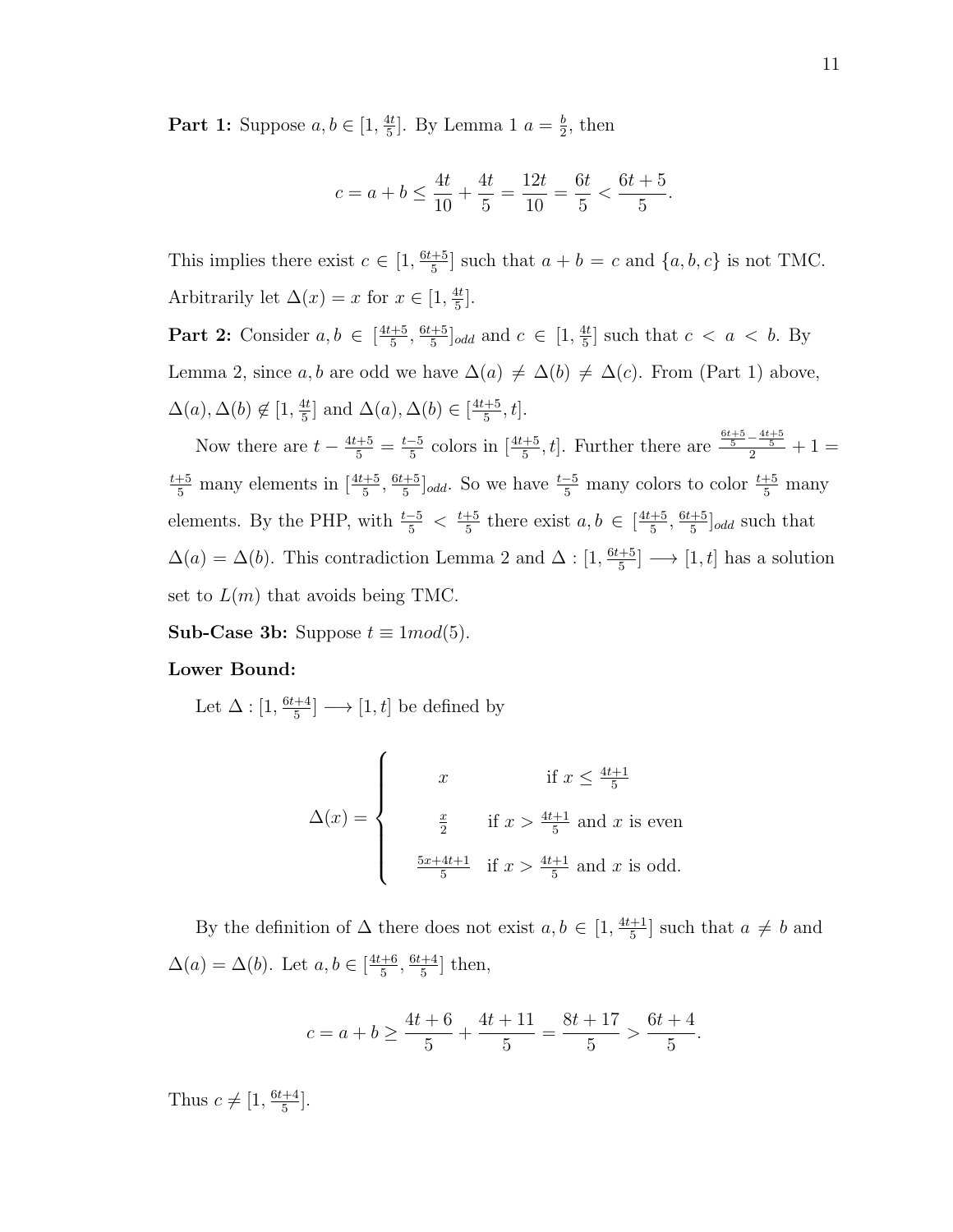**Part 1:** Suppose $a, b \in [1, \frac{4t}{5}]$. By Lemma 1 $a = \frac{b}{2}$, then

$$c = a + b \leq \frac{4t}{10} + \frac{4t}{5} = \frac{12t}{10} = \frac{6t}{5} < \frac{6t+5}{5}.$$

This implies there exist $c \in [1, \frac{6t+5}{5}]$ such that $a + b = c$ and $\{a, b, c\}$ is not TMC. Arbitrarily let $\Delta(x) = x$ for $x \in [1, \frac{4t}{5}]$.

**Part 2:** Consider $a, b \in [\frac{4t+5}{5}, \frac{6t+5}{5}]_{odd}$ and $c \in [1, \frac{4t}{5}]$ such that $c < a < b$. By Lemma 2, since $a, b$ are odd we have $\Delta(a) \neq \Delta(b) \neq \Delta(c)$. From (Part 1) above, $\Delta(a), \Delta(b) \notin [1, \frac{4t}{5}]$ and $\Delta(a), \Delta(b) \in [\frac{4t+5}{5}, t]$.

Now there are $t - \frac{4t+5}{5} = \frac{t-5}{5}$ colors in $[\frac{4t+5}{5}, t]$. Further there are $\frac{\frac{6t+5}{5} - \frac{4t+5}{5}}{2} + 1 = \frac{t+5}{5}$ many elements in $[\frac{4t+5}{5}, \frac{6t+5}{5}]_{odd}$. So we have $\frac{t-5}{5}$ many colors to color $\frac{t+5}{5}$ many elements. By the PHP, with $\frac{t-5}{5} < \frac{t+5}{5}$ there exist $a, b \in [\frac{4t+5}{5}, \frac{6t+5}{5}]_{odd}$ such that $\Delta(a) = \Delta(b)$. This contradiction Lemma 2 and $\Delta : [1, \frac{6t+5}{5}] \longrightarrow [1, t]$ has a solution set to $L(m)$ that avoids being TMC.

**Sub-Case 3b:** Suppose $t \equiv 1 mod(5)$.

**Lower Bound:**

Let $\Delta : [1, \frac{6t+4}{5}] \longrightarrow [1, t]$ be defined by

$$\Delta(x) = \begin{cases} x & \text{if } x \leq \frac{4t+1}{5} \\ \frac{x}{2} & \text{if } x > \frac{4t+1}{5} \text{ and } x \text{ is even} \\ \frac{5x+4t+1}{5} & \text{if } x > \frac{4t+1}{5} \text{ and } x \text{ is odd.} \end{cases}$$

By the definition of $\Delta$ there does not exist $a, b \in [1, \frac{4t+1}{5}]$ such that $a \neq b$ and $\Delta(a) = \Delta(b)$. Let $a, b \in [\frac{4t+6}{5}, \frac{6t+4}{5}]$ then,

$$c = a + b \geq \frac{4t+6}{5} + \frac{4t+11}{5} = \frac{8t+17}{5} > \frac{6t+4}{5}.$$

Thus $c \neq [1, \frac{6t+4}{5}]$.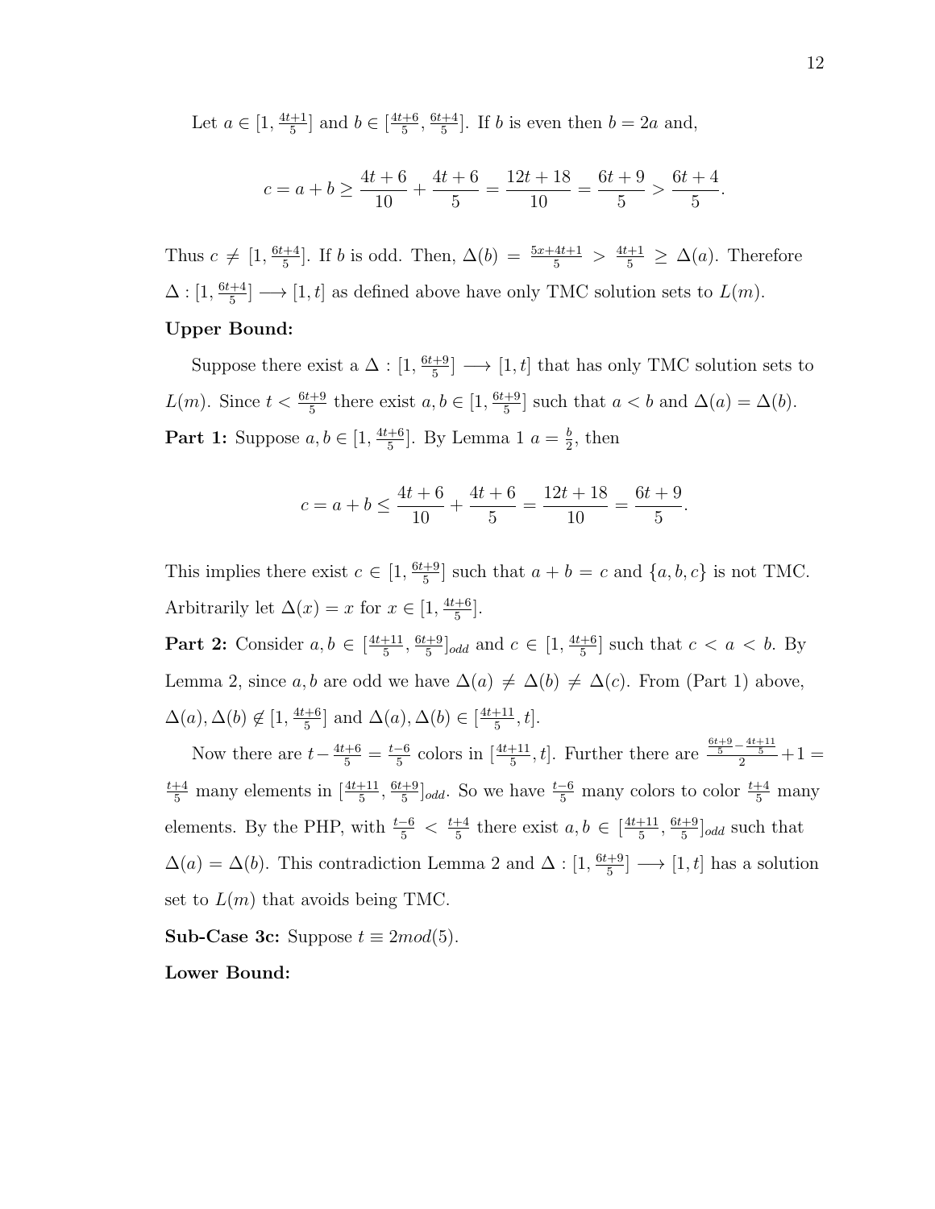Let $a \in [1, \frac{4t+1}{5}]$ and $b \in [\frac{4t+6}{5}, \frac{6t+4}{5}]$. If $b$ is even then $b = 2a$ and,

$$c = a + b \geq \frac{4t+6}{10} + \frac{4t+6}{5} = \frac{12t+18}{10} = \frac{6t+9}{5} > \frac{6t+4}{5}.$$

Thus $c \neq [1, \frac{6t+4}{5}]$. If $b$ is odd. Then, $\Delta(b) = \frac{5x+4t+1}{5} > \frac{4t+1}{5} \geq \Delta(a)$. Therefore $\Delta : [1, \frac{6t+4}{5}] \longrightarrow [1, t]$ as defined above have only TMC solution sets to $L(m)$.

**Upper Bound:**

Suppose there exist a $\Delta : [1, \frac{6t+9}{5}] \longrightarrow [1, t]$ that has only TMC solution sets to $L(m)$. Since $t < \frac{6t+9}{5}$ there exist $a, b \in [1, \frac{6t+9}{5}]$ such that $a < b$ and $\Delta(a) = \Delta(b)$.

**Part 1:** Suppose $a, b \in [1, \frac{4t+6}{5}]$. By Lemma 1 $a = \frac{b}{2}$, then

$$c = a + b \leq \frac{4t+6}{10} + \frac{4t+6}{5} = \frac{12t+18}{10} = \frac{6t+9}{5}.$$

This implies there exist $c \in [1, \frac{6t+9}{5}]$ such that $a + b = c$ and $\{a, b, c\}$ is not TMC. Arbitrarily let $\Delta(x) = x$ for $x \in [1, \frac{4t+6}{5}]$.

**Part 2:** Consider $a, b \in [\frac{4t+11}{5}, \frac{6t+9}{5}]_{odd}$ and $c \in [1, \frac{4t+6}{5}]$ such that $c < a < b$. By Lemma 2, since $a, b$ are odd we have $\Delta(a) \neq \Delta(b) \neq \Delta(c)$. From (Part 1) above, $\Delta(a), \Delta(b) \notin [1, \frac{4t+6}{5}]$ and $\Delta(a), \Delta(b) \in [\frac{4t+11}{5}, t]$.

Now there are $t - \frac{4t+6}{5} = \frac{t-6}{5}$ colors in $[\frac{4t+11}{5}, t]$. Further there are $\frac{\frac{6t+9}{5} - \frac{4t+11}{5}}{2} + 1 = \frac{t+4}{5}$ many elements in $[\frac{4t+11}{5}, \frac{6t+9}{5}]_{odd}$. So we have $\frac{t-6}{5}$ many colors to color $\frac{t+4}{5}$ many elements. By the PHP, with $\frac{t-6}{5} < \frac{t+4}{5}$ there exist $a, b \in [\frac{4t+11}{5}, \frac{6t+9}{5}]_{odd}$ such that $\Delta(a) = \Delta(b)$. This contradiction Lemma 2 and $\Delta : [1, \frac{6t+9}{5}] \longrightarrow [1, t]$ has a solution set to $L(m)$ that avoids being TMC.

**Sub-Case 3c:** Suppose $t \equiv 2 mod(5)$.

**Lower Bound:**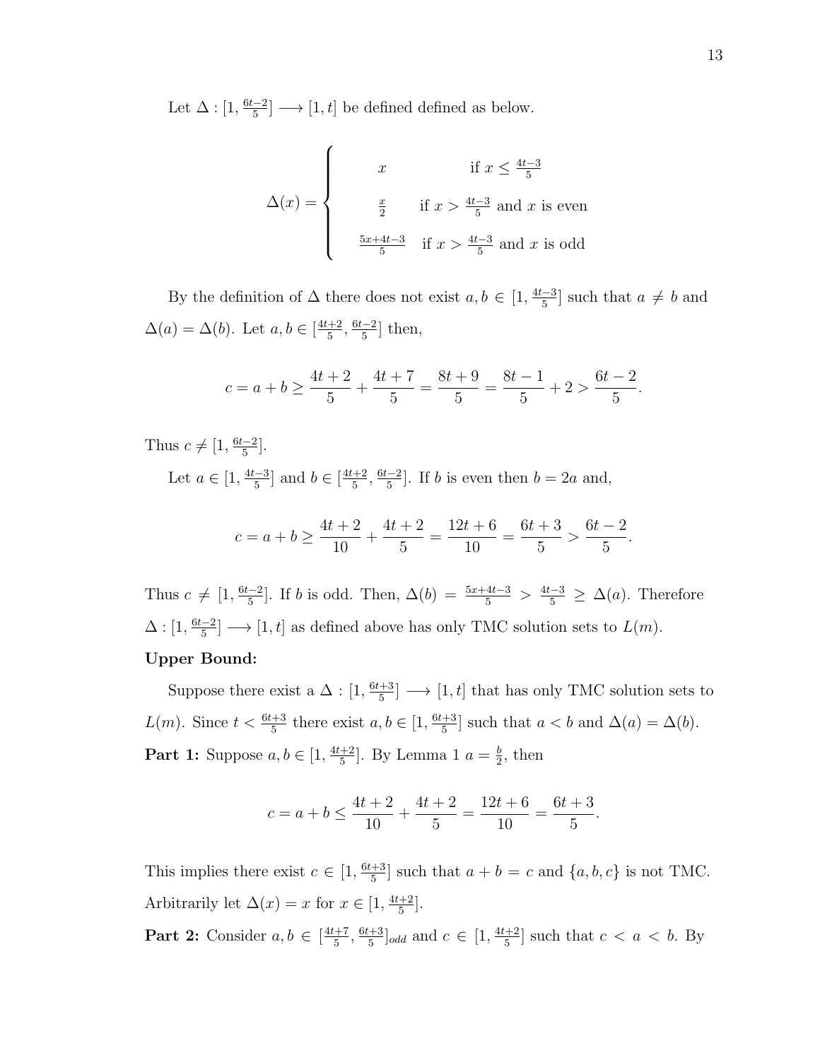Let $\Delta : [1, \frac{6t-2}{5}] \longrightarrow [1, t]$ be defined defined as below.

$$\Delta(x) = \begin{cases} x & \text{if } x \leq \frac{4t-3}{5} \\ \frac{x}{2} & \text{if } x > \frac{4t-3}{5} \text{ and } x \text{ is even} \\ \frac{5x+4t-3}{5} & \text{if } x > \frac{4t-3}{5} \text{ and } x \text{ is odd} \end{cases}$$

By the definition of $\Delta$ there does not exist $a, b \in [1, \frac{4t-3}{5}]$ such that $a \neq b$ and $\Delta(a) = \Delta(b)$. Let $a, b \in [\frac{4t+2}{5}, \frac{6t-2}{5}]$ then,

$$c = a + b \geq \frac{4t+2}{5} + \frac{4t+7}{5} = \frac{8t+9}{5} = \frac{8t-1}{5} + 2 > \frac{6t-2}{5}.$$

Thus $c \neq [1, \frac{6t-2}{5}]$.

Let $a \in [1, \frac{4t-3}{5}]$ and $b \in [\frac{4t+2}{5}, \frac{6t-2}{5}]$. If $b$ is even then $b = 2a$ and,

$$c = a + b \geq \frac{4t+2}{10} + \frac{4t+2}{5} = \frac{12t+6}{10} = \frac{6t+3}{5} > \frac{6t-2}{5}.$$

Thus $c \neq [1, \frac{6t-2}{5}]$. If $b$ is odd. Then, $\Delta(b) = \frac{5x+4t-3}{5} > \frac{4t-3}{5} \geq \Delta(a)$. Therefore $\Delta : [1, \frac{6t-2}{5}] \longrightarrow [1, t]$ as defined above has only TMC solution sets to $L(m)$.

**Upper Bound:**

Suppose there exist a $\Delta : [1, \frac{6t+3}{5}] \longrightarrow [1, t]$ that has only TMC solution sets to $L(m)$. Since $t < \frac{6t+3}{5}$ there exist $a, b \in [1, \frac{6t+3}{5}]$ such that $a < b$ and $\Delta(a) = \Delta(b)$.

**Part 1:** Suppose $a, b \in [1, \frac{4t+2}{5}]$. By Lemma 1 $a = \frac{b}{2}$, then

$$c = a + b \leq \frac{4t+2}{10} + \frac{4t+2}{5} = \frac{12t+6}{10} = \frac{6t+3}{5}.$$

This implies there exist $c \in [1, \frac{6t+3}{5}]$ such that $a + b = c$ and $\{a, b, c\}$ is not TMC. Arbitrarily let $\Delta(x) = x$ for $x \in [1, \frac{4t+2}{5}]$.

**Part 2:** Consider $a, b \in [\frac{4t+7}{5}, \frac{6t+3}{5}]_{odd}$ and $c \in [1, \frac{4t+2}{5}]$ such that $c < a < b$. By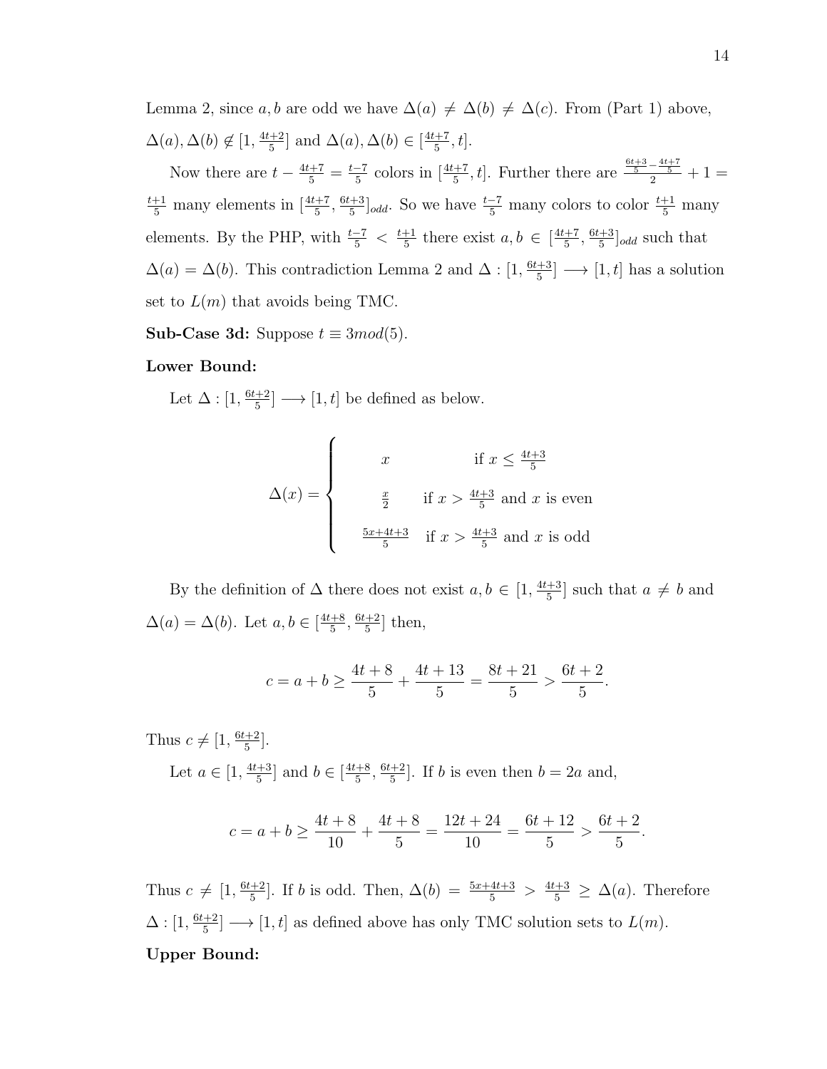Lemma 2, since $a, b$ are odd we have $\Delta(a) \neq \Delta(b) \neq \Delta(c)$. From (Part 1) above, $\Delta(a), \Delta(b) \notin [1, \frac{4t+2}{5}]$ and $\Delta(a), \Delta(b) \in [\frac{4t+7}{5}, t]$.

Now there are $t - \frac{4t+7}{5} = \frac{t-7}{5}$ colors in $[\frac{4t+7}{5}, t]$. Further there are $\frac{\frac{6t+3}{5} - \frac{4t+7}{5}}{2} + 1 = \frac{t+1}{5}$ many elements in $[\frac{4t+7}{5}, \frac{6t+3}{5}]_{odd}$. So we have $\frac{t-7}{5}$ many colors to color $\frac{t+1}{5}$ many elements. By the PHP, with $\frac{t-7}{5} < \frac{t+1}{5}$ there exist $a, b \in [\frac{4t+7}{5}, \frac{6t+3}{5}]_{odd}$ such that $\Delta(a) = \Delta(b)$. This contradiction Lemma 2 and $\Delta : [1, \frac{6t+3}{5}] \longrightarrow [1, t]$ has a solution set to $L(m)$ that avoids being TMC.

**Sub-Case 3d:** Suppose $t \equiv 3 mod(5)$.

**Lower Bound:**

Let $\Delta : [1, \frac{6t+2}{5}] \longrightarrow [1, t]$ be defined as below.

$$\Delta(x) = \begin{cases} x & \text{if } x \leq \frac{4t+3}{5} \\ \frac{x}{2} & \text{if } x > \frac{4t+3}{5} \text{ and } x \text{ is even} \\ \frac{5x+4t+3}{5} & \text{if } x > \frac{4t+3}{5} \text{ and } x \text{ is odd} \end{cases}$$

By the definition of $\Delta$ there does not exist $a, b \in [1, \frac{4t+3}{5}]$ such that $a \neq b$ and $\Delta(a) = \Delta(b)$. Let $a, b \in [\frac{4t+8}{5}, \frac{6t+2}{5}]$ then,

$$c = a + b \geq \frac{4t+8}{5} + \frac{4t+13}{5} = \frac{8t+21}{5} > \frac{6t+2}{5}.$$

Thus $c \neq [1, \frac{6t+2}{5}]$.

Let $a \in [1, \frac{4t+3}{5}]$ and $b \in [\frac{4t+8}{5}, \frac{6t+2}{5}]$. If $b$ is even then $b = 2a$ and,

$$c = a + b \geq \frac{4t+8}{10} + \frac{4t+8}{5} = \frac{12t+24}{10} = \frac{6t+12}{5} > \frac{6t+2}{5}.$$

Thus $c \neq [1, \frac{6t+2}{5}]$. If $b$ is odd. Then, $\Delta(b) = \frac{5x+4t+3}{5} > \frac{4t+3}{5} \geq \Delta(a)$. Therefore $\Delta : [1, \frac{6t+2}{5}] \longrightarrow [1, t]$ as defined above has only TMC solution sets to $L(m)$.

**Upper Bound:**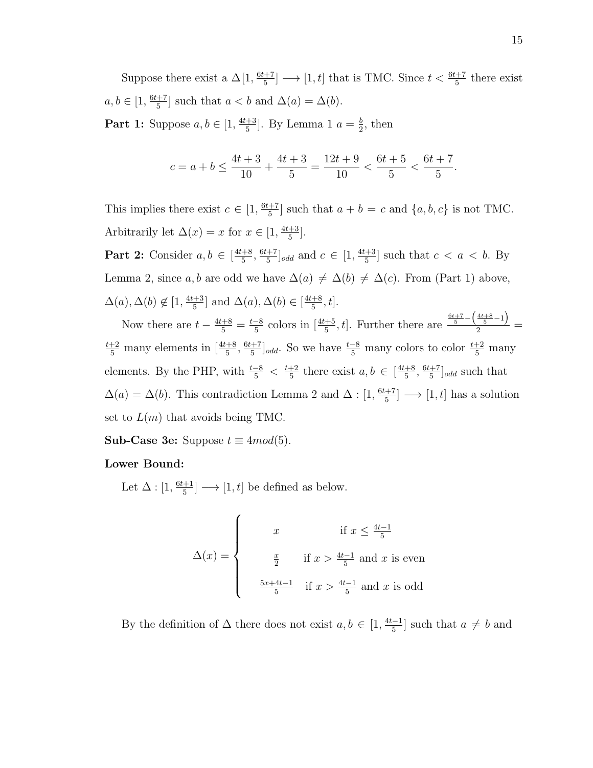Suppose there exist a $\Delta[1, \frac{6t+7}{5}] \longrightarrow [1,t]$ that is TMC. Since $t < \frac{6t+7}{5}$ there exist $a, b \in [1, \frac{6t+7}{5}]$ such that $a < b$ and $\Delta(a) = \Delta(b)$.

**Part 1:** Suppose $a, b \in [1, \frac{4t+3}{5}]$. By Lemma 1 $a = \frac{b}{2}$, then

$$c = a + b \leq \frac{4t+3}{10} + \frac{4t+3}{5} = \frac{12t+9}{10} < \frac{6t+5}{5} < \frac{6t+7}{5}.$$

This implies there exist $c \in [1, \frac{6t+7}{5}]$ such that $a + b = c$ and $\{a, b, c\}$ is not TMC. Arbitrarily let $\Delta(x) = x$ for $x \in [1, \frac{4t+3}{5}]$.

**Part 2:** Consider $a, b \in [\frac{4t+8}{5}, \frac{6t+7}{5}]_{odd}$ and $c \in [1, \frac{4t+3}{5}]$ such that $c < a < b$. By Lemma 2, since $a, b$ are odd we have $\Delta(a) \neq \Delta(b) \neq \Delta(c)$. From (Part 1) above, $\Delta(a), \Delta(b) \notin [1, \frac{4t+3}{5}]$ and $\Delta(a), \Delta(b) \in [\frac{4t+8}{5}, t]$.

Now there are $t - \frac{4t+8}{5} = \frac{t-8}{5}$ colors in $[\frac{4t+5}{5}, t]$. Further there are $\frac{\frac{6t+7}{5} - \left(\frac{4t+8}{5} - 1\right)}{2} = \frac{t+2}{5}$ many elements in $[\frac{4t+8}{5}, \frac{6t+7}{5}]_{odd}$. So we have $\frac{t-8}{5}$ many colors to color $\frac{t+2}{5}$ many elements. By the PHP, with $\frac{t-8}{5} < \frac{t+2}{5}$ there exist $a, b \in [\frac{4t+8}{5}, \frac{6t+7}{5}]_{odd}$ such that $\Delta(a) = \Delta(b)$. This contradiction Lemma 2 and $\Delta : [1, \frac{6t+7}{5}] \longrightarrow [1,t]$ has a solution set to $L(m)$ that avoids being TMC.

**Sub-Case 3e:** Suppose $t \equiv 4 mod(5)$.

**Lower Bound:**

Let $\Delta : [1, \frac{6t+1}{5}] \longrightarrow [1,t]$ be defined as below.

$$\Delta(x) = \begin{cases} x & \text{if } x \leq \frac{4t-1}{5} \\ \frac{x}{2} & \text{if } x > \frac{4t-1}{5} \text{ and } x \text{ is even} \\ \frac{5x+4t-1}{5} & \text{if } x > \frac{4t-1}{5} \text{ and } x \text{ is odd} \end{cases}$$

By the definition of $\Delta$ there does not exist $a, b \in [1, \frac{4t-1}{5}]$ such that $a \neq b$ and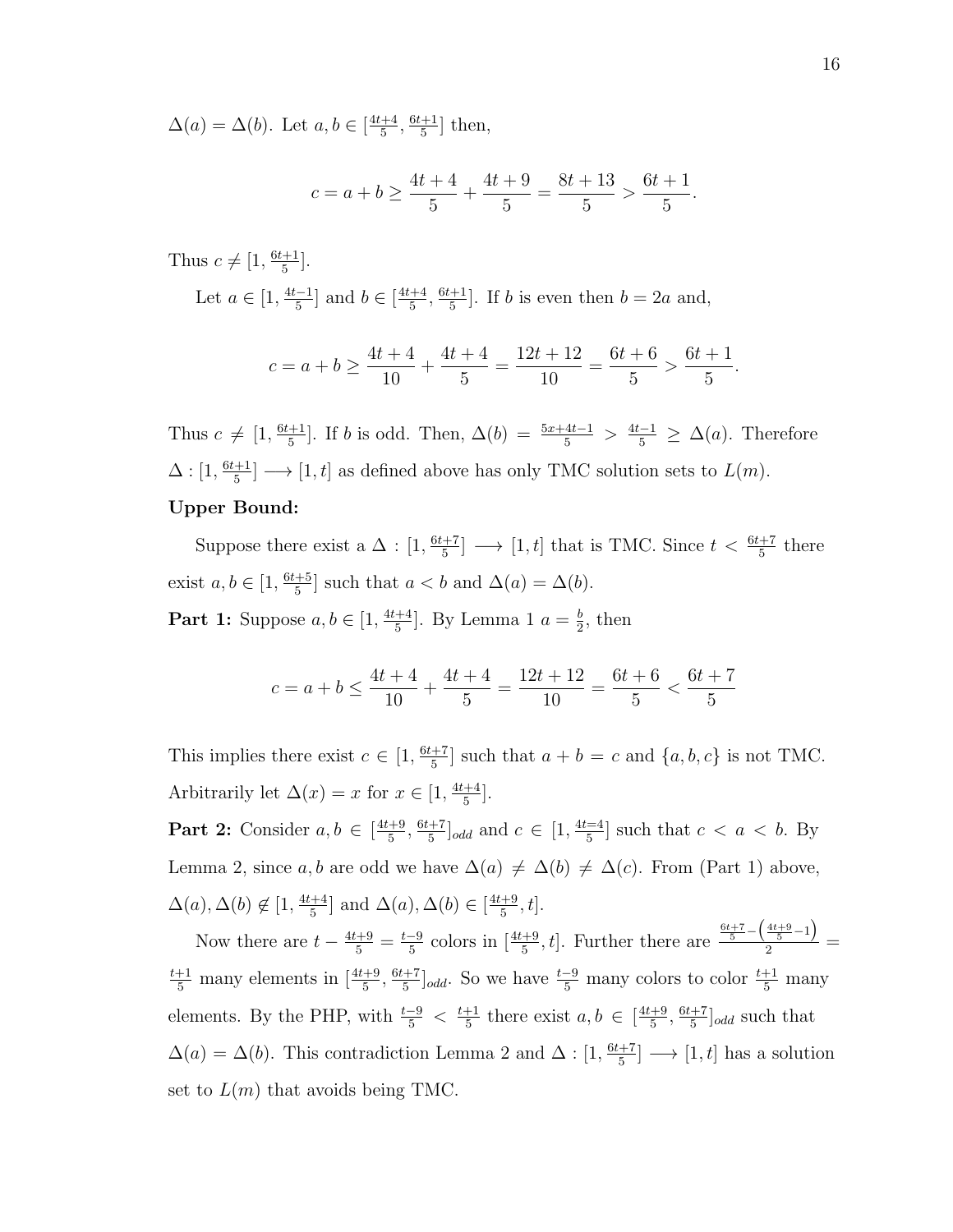$\Delta(a) = \Delta(b)$. Let $a, b \in [\frac{4t+4}{5}, \frac{6t+1}{5}]$ then,

$$c = a + b \geq \frac{4t+4}{5} + \frac{4t+9}{5} = \frac{8t+13}{5} > \frac{6t+1}{5}.$$

Thus $c \neq [1, \frac{6t+1}{5}]$.

Let $a \in [1, \frac{4t-1}{5}]$ and $b \in [\frac{4t+4}{5}, \frac{6t+1}{5}]$. If $b$ is even then $b = 2a$ and,

$$c = a + b \geq \frac{4t+4}{10} + \frac{4t+4}{5} = \frac{12t+12}{10} = \frac{6t+6}{5} > \frac{6t+1}{5}.$$

Thus $c \neq [1, \frac{6t+1}{5}]$. If $b$ is odd. Then, $\Delta(b) = \frac{5x+4t-1}{5} > \frac{4t-1}{5} \geq \Delta(a)$. Therefore $\Delta : [1, \frac{6t+1}{5}] \longrightarrow [1, t]$ as defined above has only TMC solution sets to $L(m)$.

**Upper Bound:**

Suppose there exist a $\Delta : [1, \frac{6t+7}{5}] \longrightarrow [1, t]$ that is TMC. Since $t < \frac{6t+7}{5}$ there exist $a, b \in [1, \frac{6t+5}{5}]$ such that $a < b$ and $\Delta(a) = \Delta(b)$.

**Part 1:** Suppose $a, b \in [1, \frac{4t+4}{5}]$. By Lemma 1 $a = \frac{b}{2}$, then

$$c = a + b \leq \frac{4t+4}{10} + \frac{4t+4}{5} = \frac{12t+12}{10} = \frac{6t+6}{5} < \frac{6t+7}{5}$$

This implies there exist $c \in [1, \frac{6t+7}{5}]$ such that $a + b = c$ and $\{a, b, c\}$ is not TMC. Arbitrarily let $\Delta(x) = x$ for $x \in [1, \frac{4t+4}{5}]$.

**Part 2:** Consider $a, b \in [\frac{4t+9}{5}, \frac{6t+7}{5}]_{odd}$ and $c \in [1, \frac{4t=4}{5}]$ such that $c < a < b$. By Lemma 2, since $a, b$ are odd we have $\Delta(a) \neq \Delta(b) \neq \Delta(c)$. From (Part 1) above, $\Delta(a), \Delta(b) \notin [1, \frac{4t+4}{5}]$ and $\Delta(a), \Delta(b) \in [\frac{4t+9}{5}, t]$.

Now there are $t - \frac{4t+9}{5} = \frac{t-9}{5}$ colors in $[\frac{4t+9}{5}, t]$. Further there are $\frac{\frac{6t+7}{5} - \left(\frac{4t+9}{5} - 1\right)}{2} = \frac{t+1}{5}$ many elements in $[\frac{4t+9}{5}, \frac{6t+7}{5}]_{odd}$. So we have $\frac{t-9}{5}$ many colors to color $\frac{t+1}{5}$ many elements. By the PHP, with $\frac{t-9}{5} < \frac{t+1}{5}$ there exist $a, b \in [\frac{4t+9}{5}, \frac{6t+7}{5}]_{odd}$ such that $\Delta(a) = \Delta(b)$. This contradiction Lemma 2 and $\Delta : [1, \frac{6t+7}{5}] \longrightarrow [1, t]$ has a solution set to $L(m)$ that avoids being TMC.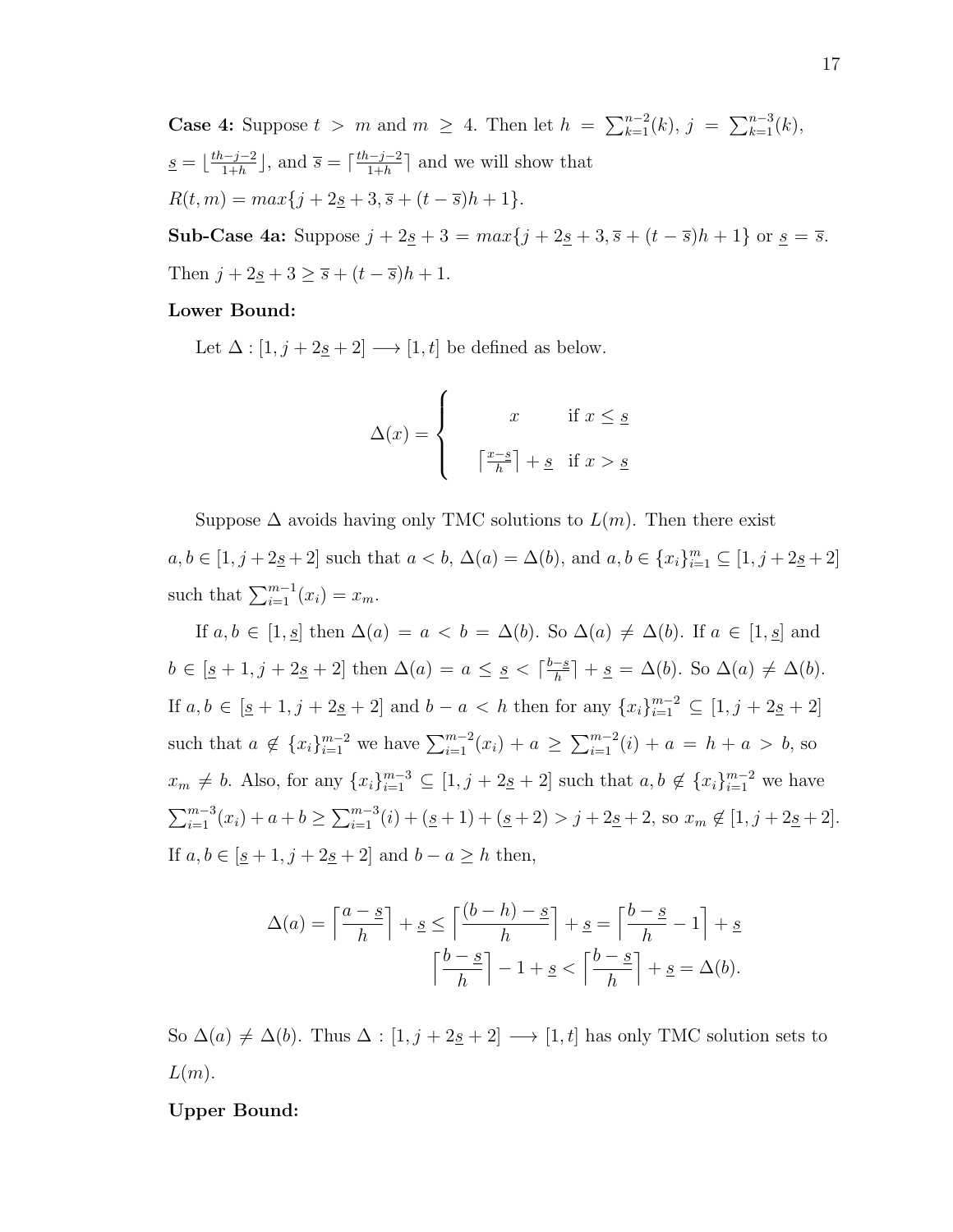**Case 4:** Suppose $t > m$ and $m \geq 4$. Then let $h = \sum_{k=1}^{n-2}(k)$, $j = \sum_{k=1}^{n-3}(k)$, $\underline{s} = \lfloor \frac{th-j-2}{1+h} \rfloor$, and $\overline{s} = \lceil \frac{th-j-2}{1+h} \rceil$ and we will show that $R(t,m) = max\{j + 2\underline{s} + 3, \overline{s} + (t - \overline{s})h + 1\}$.

**Sub-Case 4a:** Suppose $j + 2\underline{s} + 3 = max\{j + 2\underline{s} + 3, \overline{s} + (t - \overline{s})h + 1\}$ or $\underline{s} = \overline{s}$. Then $j + 2\underline{s} + 3 \geq \overline{s} + (t - \overline{s})h + 1$.

**Lower Bound:**

Let $\Delta : [1, j + 2\underline{s} + 2] \longrightarrow [1, t]$ be defined as below.

$$\Delta(x) = \begin{cases} x & \text{if } x \leq \underline{s} \\ \lceil \frac{x-\underline{s}}{h} \rceil + \underline{s} & \text{if } x > \underline{s} \end{cases}$$

Suppose $\Delta$ avoids having only TMC solutions to $L(m)$. Then there exist $a, b \in [1, j + 2\underline{s} + 2]$ such that $a < b$, $\Delta(a) = \Delta(b)$, and $a, b \in \{x_i\}_{i=1}^{m} \subseteq [1, j + 2\underline{s} + 2]$ such that $\sum_{i=1}^{m-1}(x_i) = x_m$.

If $a, b \in [1, \underline{s}]$ then $\Delta(a) = a < b = \Delta(b)$. So $\Delta(a) \neq \Delta(b)$. If $a \in [1, \underline{s}]$ and $b \in [\underline{s} + 1, j + 2\underline{s} + 2]$ then $\Delta(a) = a \leq \underline{s} < \lceil \frac{b-\underline{s}}{h} \rceil + \underline{s} = \Delta(b)$. So $\Delta(a) \neq \Delta(b)$. If $a, b \in [\underline{s} + 1, j + 2\underline{s} + 2]$ and $b - a < h$ then for any $\{x_i\}_{i=1}^{m-2} \subseteq [1, j + 2\underline{s} + 2]$ such that $a \notin \{x_i\}_{i=1}^{m-2}$ we have $\sum_{i=1}^{m-2}(x_i) + a \geq \sum_{i=1}^{m-2}(i) + a = h + a > b$, so $x_m \neq b$. Also, for any $\{x_i\}_{i=1}^{m-3} \subseteq [1, j + 2\underline{s} + 2]$ such that $a, b \notin \{x_i\}_{i=1}^{m-2}$ we have $\sum_{i=1}^{m-3}(x_i) + a + b \geq \sum_{i=1}^{m-3}(i) + (\underline{s} + 1) + (\underline{s} + 2) > j + 2\underline{s} + 2$, so $x_m \notin [1, j + 2\underline{s} + 2]$. If $a, b \in [\underline{s} + 1, j + 2\underline{s} + 2]$ and $b - a \geq h$ then,

$$\Delta(a) = \left\lceil \frac{a - \underline{s}}{h} \right\rceil + \underline{s} \leq \left\lceil \frac{(b - h) - \underline{s}}{h} \right\rceil + \underline{s} = \left\lceil \frac{b - \underline{s}}{h} - 1 \right\rceil + \underline{s}$$
$$\left\lceil \frac{b - \underline{s}}{h} \right\rceil - 1 + \underline{s} < \left\lceil \frac{b - \underline{s}}{h} \right\rceil + \underline{s} = \Delta(b).$$

So $\Delta(a) \neq \Delta(b)$. Thus $\Delta : [1, j + 2\underline{s} + 2] \longrightarrow [1, t]$ has only TMC solution sets to $L(m)$.

**Upper Bound:**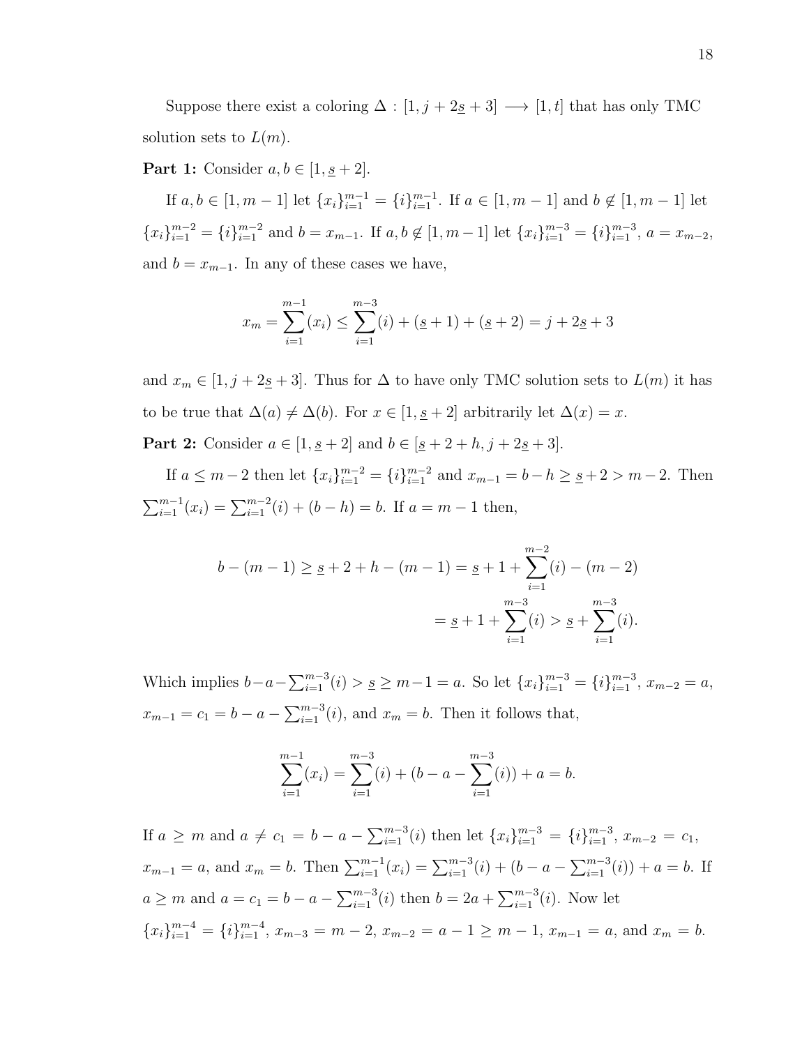Suppose there exist a coloring $\Delta : [1, j + 2\underline{s} + 3] \longrightarrow [1, t]$ that has only TMC solution sets to $L(m)$.

**Part 1:** Consider $a, b \in [1, \underline{s} + 2]$.

If $a, b \in [1, m-1]$ let $\{x_i\}_{i=1}^{m-1} = \{i\}_{i=1}^{m-1}$. If $a \in [1, m-1]$ and $b \notin [1, m-1]$ let $\{x_i\}_{i=1}^{m-2} = \{i\}_{i=1}^{m-2}$ and $b = x_{m-1}$. If $a, b \notin [1, m-1]$ let $\{x_i\}_{i=1}^{m-3} = \{i\}_{i=1}^{m-3}$, $a = x_{m-2}$, and $b = x_{m-1}$. In any of these cases we have,

$$x_m = \sum_{i=1}^{m-1}(x_i) \leq \sum_{i=1}^{m-3}(i) + (\underline{s} + 1) + (\underline{s} + 2) = j + 2\underline{s} + 3$$

and $x_m \in [1, j + 2\underline{s} + 3]$. Thus for $\Delta$ to have only TMC solution sets to $L(m)$ it has to be true that $\Delta(a) \neq \Delta(b)$. For $x \in [1, \underline{s} + 2]$ arbitrarily let $\Delta(x) = x$.

**Part 2:** Consider $a \in [1, \underline{s} + 2]$ and $b \in [\underline{s} + 2 + h, j + 2\underline{s} + 3]$.

If $a \leq m - 2$ then let $\{x_i\}_{i=1}^{m-2} = \{i\}_{i=1}^{m-2}$ and $x_{m-1} = b - h \geq \underline{s} + 2 > m - 2$. Then $\sum_{i=1}^{m-1}(x_i) = \sum_{i=1}^{m-2}(i) + (b - h) = b$. If $a = m - 1$ then,

$$\begin{aligned} b - (m-1) \geq \underline{s} + 2 + h - (m-1) &= \underline{s} + 1 + \sum_{i=1}^{m-2}(i) - (m-2) \\ &= \underline{s} + 1 + \sum_{i=1}^{m-3}(i) > \underline{s} + \sum_{i=1}^{m-3}(i). \end{aligned}$$

Which implies $b - a - \sum_{i=1}^{m-3}(i) > \underline{s} \geq m - 1 = a$. So let $\{x_i\}_{i=1}^{m-3} = \{i\}_{i=1}^{m-3}$, $x_{m-2} = a$, $x_{m-1} = c_1 = b - a - \sum_{i=1}^{m-3}(i)$, and $x_m = b$. Then it follows that,

$$\sum_{i=1}^{m-1}(x_i) = \sum_{i=1}^{m-3}(i) + (b - a - \sum_{i=1}^{m-3}(i)) + a = b.$$

If $a \geq m$ and $a \neq c_1 = b - a - \sum_{i=1}^{m-3}(i)$ then let $\{x_i\}_{i=1}^{m-3} = \{i\}_{i=1}^{m-3}$, $x_{m-2} = c_1$, $x_{m-1} = a$, and $x_m = b$. Then $\sum_{i=1}^{m-1}(x_i) = \sum_{i=1}^{m-3}(i) + (b - a - \sum_{i=1}^{m-3}(i)) + a = b$. If $a \geq m$ and $a = c_1 = b - a - \sum_{i=1}^{m-3}(i)$ then $b = 2a + \sum_{i=1}^{m-3}(i)$. Now let $\{x_i\}_{i=1}^{m-4} = \{i\}_{i=1}^{m-4}$, $x_{m-3} = m - 2$, $x_{m-2} = a - 1 \geq m - 1$, $x_{m-1} = a$, and $x_m = b$.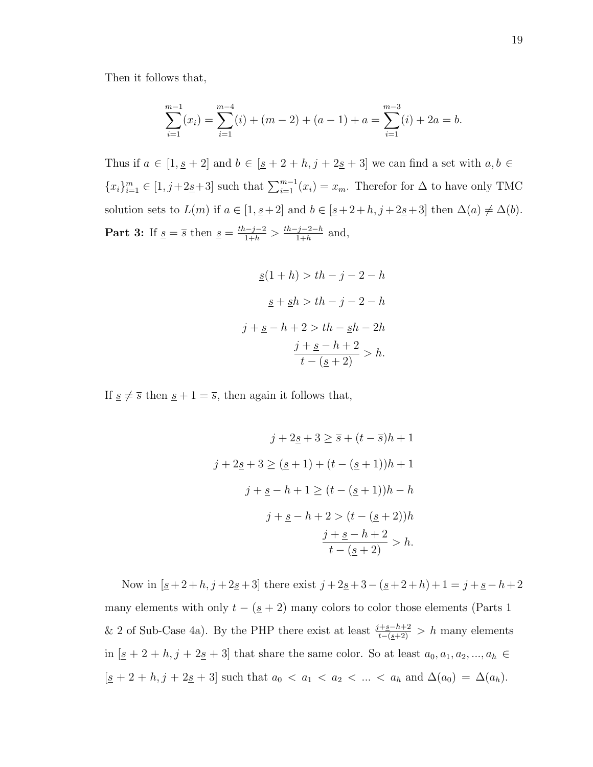Then it follows that,

$$\sum_{i=1}^{m-1}(x_i) = \sum_{i=1}^{m-4}(i) + (m-2) + (a-1) + a = \sum_{i=1}^{m-3}(i) + 2a = b.$$

Thus if $a \in [1, \underline{s}+2]$ and $b \in [\underline{s}+2+h, j+2\underline{s}+3]$ we can find a set with $a, b \in \{x_i\}_{i=1}^{m} \in [1, j+2\underline{s}+3]$ such that $\sum_{i=1}^{m-1}(x_i) = x_m$. Therefor for $\Delta$ to have only TMC solution sets to $L(m)$ if $a \in [1, \underline{s}+2]$ and $b \in [\underline{s}+2+h, j+2\underline{s}+3]$ then $\Delta(a) \neq \Delta(b)$.

**Part 3:** If $\underline{s} = \overline{s}$ then $\underline{s} = \frac{th-j-2}{1+h} > \frac{th-j-2-h}{1+h}$ and,

$$\begin{aligned}
\underline{s}(1+h) &> th - j - 2 - h \\
\underline{s} + \underline{s}h &> th - j - 2 - h \\
j + \underline{s} - h + 2 &> th - \underline{s}h - 2h \\
\frac{j + \underline{s} - h + 2}{t - (\underline{s}+2)} &> h.
\end{aligned}$$

If $\underline{s} \neq \overline{s}$ then $\underline{s} + 1 = \overline{s}$, then again it follows that,

$$\begin{aligned}
j + 2\underline{s} + 3 &\geq \overline{s} + (t - \overline{s})h + 1 \\
j + 2\underline{s} + 3 &\geq (\underline{s}+1) + (t - (\underline{s}+1))h + 1 \\
j + \underline{s} - h + 1 &\geq (t - (\underline{s}+1))h - h \\
j + \underline{s} - h + 2 &> (t - (\underline{s}+2))h \\
\frac{j + \underline{s} - h + 2}{t - (\underline{s}+2)} &> h.
\end{aligned}$$

Now in $[\underline{s}+2+h, j+2\underline{s}+3]$ there exist $j+2\underline{s}+3-(\underline{s}+2+h)+1 = j+\underline{s}-h+2$ many elements with only $t-(\underline{s}+2)$ many colors to color those elements (Parts 1 & 2 of Sub-Case 4a). By the PHP there exist at least $\frac{j+\underline{s}-h+2}{t-(\underline{s}+2)} > h$ many elements in $[\underline{s}+2+h, j+2\underline{s}+3]$ that share the same color. So at least $a_0, a_1, a_2, ..., a_h \in [\underline{s}+2+h, j+2\underline{s}+3]$ such that $a_0 < a_1 < a_2 < ... < a_h$ and $\Delta(a_0) = \Delta(a_h)$.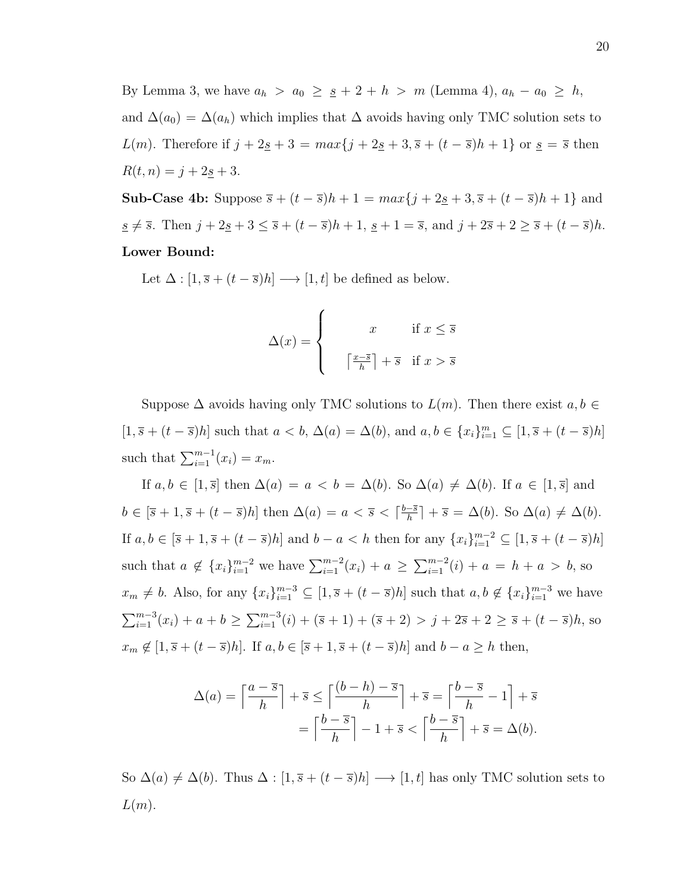By Lemma 3, we have $a_h > a_0 \geq \underline{s} + 2 + h > m$ (Lemma 4), $a_h - a_0 \geq h$, and $\Delta(a_0) = \Delta(a_h)$ which implies that $\Delta$ avoids having only TMC solution sets to $L(m)$. Therefore if $j + 2\underline{s} + 3 = max\{j + 2\underline{s} + 3, \overline{s} + (t - \overline{s})h + 1\}$ or $\underline{s} = \overline{s}$ then $R(t, n) = j + 2\underline{s} + 3$.

**Sub-Case 4b:** Suppose $\overline{s} + (t - \overline{s})h + 1 = max\{j + 2\underline{s} + 3, \overline{s} + (t - \overline{s})h + 1\}$ and $\underline{s} \neq \overline{s}$. Then $j + 2\underline{s} + 3 \leq \overline{s} + (t - \overline{s})h + 1$, $\underline{s} + 1 = \overline{s}$, and $j + 2\overline{s} + 2 \geq \overline{s} + (t - \overline{s})h$.

**Lower Bound:**

Let $\Delta : [1, \overline{s} + (t - \overline{s})h] \longrightarrow [1, t]$ be defined as below.

$$\Delta(x) = \begin{cases} x & \text{if } x \leq \overline{s} \\ \left\lceil \frac{x - \overline{s}}{h} \right\rceil + \overline{s} & \text{if } x > \overline{s} \end{cases}$$

Suppose $\Delta$ avoids having only TMC solutions to $L(m)$. Then there exist $a, b \in [1, \overline{s} + (t - \overline{s})h]$ such that $a < b$, $\Delta(a) = \Delta(b)$, and $a, b \in \{x_i\}_{i=1}^{m} \subseteq [1, \overline{s} + (t - \overline{s})h]$ such that $\sum_{i=1}^{m-1}(x_i) = x_m$.

If $a, b \in [1, \overline{s}]$ then $\Delta(a) = a < b = \Delta(b)$. So $\Delta(a) \neq \Delta(b)$. If $a \in [1, \overline{s}]$ and $b \in [\overline{s} + 1, \overline{s} + (t - \overline{s})h]$ then $\Delta(a) = a < \overline{s} < \lceil \frac{b - \overline{s}}{h} \rceil + \overline{s} = \Delta(b)$. So $\Delta(a) \neq \Delta(b)$. If $a, b \in [\overline{s} + 1, \overline{s} + (t - \overline{s})h]$ and $b - a < h$ then for any $\{x_i\}_{i=1}^{m-2} \subseteq [1, \overline{s} + (t - \overline{s})h]$ such that $a \notin \{x_i\}_{i=1}^{m-2}$ we have $\sum_{i=1}^{m-2}(x_i) + a \geq \sum_{i=1}^{m-2}(i) + a = h + a > b$, so $x_m \neq b$. Also, for any $\{x_i\}_{i=1}^{m-3} \subseteq [1, \overline{s} + (t - \overline{s})h]$ such that $a, b \notin \{x_i\}_{i=1}^{m-3}$ we have $\sum_{i=1}^{m-3}(x_i) + a + b \geq \sum_{i=1}^{m-3}(i) + (\overline{s} + 1) + (\overline{s} + 2) > j + 2\overline{s} + 2 \geq \overline{s} + (t - \overline{s})h$, so $x_m \notin [1, \overline{s} + (t - \overline{s})h]$. If $a, b \in [\overline{s} + 1, \overline{s} + (t - \overline{s})h]$ and $b - a \geq h$ then,

$$\Delta(a) = \left\lceil \frac{a - \overline{s}}{h} \right\rceil + \overline{s} \leq \left\lceil \frac{(b - h) - \overline{s}}{h} \right\rceil + \overline{s} = \left\lceil \frac{b - \overline{s}}{h} - 1 \right\rceil + \overline{s}$$
$$= \left\lceil \frac{b - \overline{s}}{h} \right\rceil - 1 + \overline{s} < \left\lceil \frac{b - \overline{s}}{h} \right\rceil + \overline{s} = \Delta(b).$$

So $\Delta(a) \neq \Delta(b)$. Thus $\Delta : [1, \overline{s} + (t - \overline{s})h] \longrightarrow [1, t]$ has only TMC solution sets to $L(m)$.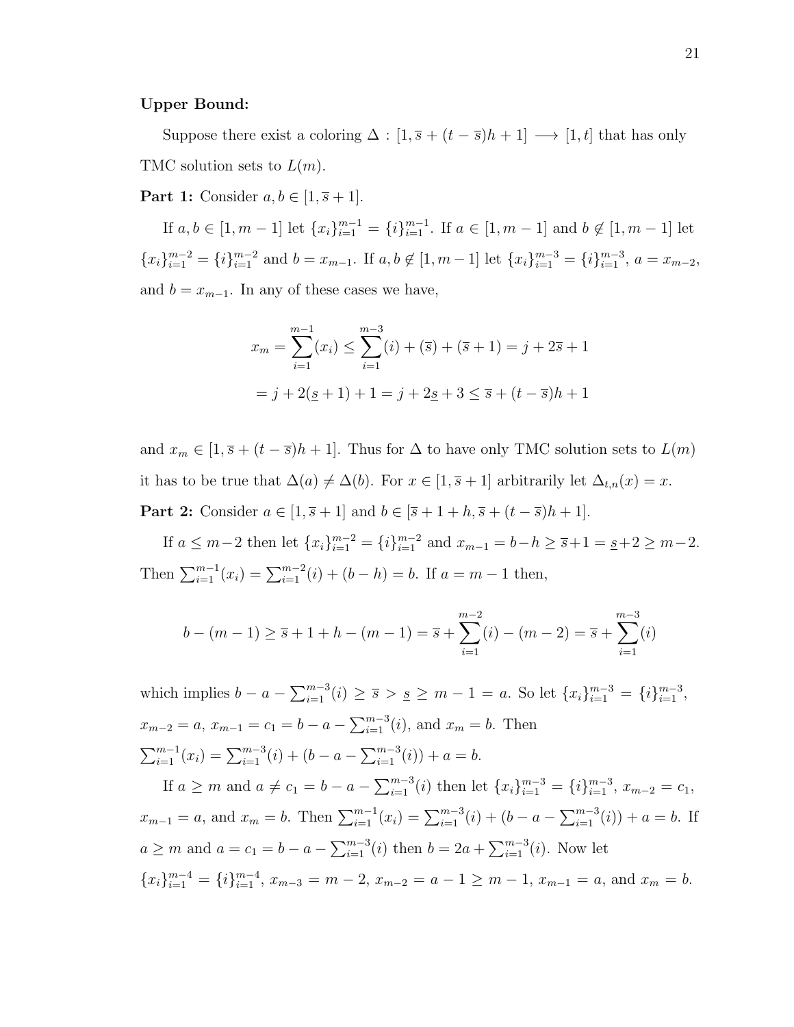**Upper Bound:**

Suppose there exist a coloring $\Delta : [1, \overline{s} + (t - \overline{s})h + 1] \longrightarrow [1, t]$ that has only TMC solution sets to $L(m)$.

**Part 1:** Consider $a, b \in [1, \overline{s} + 1]$.

If $a, b \in [1, m-1]$ let $\{x_i\}_{i=1}^{m-1} = \{i\}_{i=1}^{m-1}$. If $a \in [1, m-1]$ and $b \notin [1, m-1]$ let $\{x_i\}_{i=1}^{m-2} = \{i\}_{i=1}^{m-2}$ and $b = x_{m-1}$. If $a, b \notin [1, m-1]$ let $\{x_i\}_{i=1}^{m-3} = \{i\}_{i=1}^{m-3}$, $a = x_{m-2}$, and $b = x_{m-1}$. In any of these cases we have,

$$x_m = \sum_{i=1}^{m-1}(x_i) \leq \sum_{i=1}^{m-3}(i) + (\overline{s}) + (\overline{s} + 1) = j + 2\overline{s} + 1$$

$$= j + 2(\underline{s} + 1) + 1 = j + 2\underline{s} + 3 \leq \overline{s} + (t - \overline{s})h + 1$$

and $x_m \in [1, \overline{s} + (t - \overline{s})h + 1]$. Thus for $\Delta$ to have only TMC solution sets to $L(m)$ it has to be true that $\Delta(a) \neq \Delta(b)$. For $x \in [1, \overline{s} + 1]$ arbitrarily let $\Delta_{t,n}(x) = x$.

**Part 2:** Consider $a \in [1, \overline{s} + 1]$ and $b \in [\overline{s} + 1 + h, \overline{s} + (t - \overline{s})h + 1]$.

If $a \leq m - 2$ then let $\{x_i\}_{i=1}^{m-2} = \{i\}_{i=1}^{m-2}$ and $x_{m-1} = b - h \geq \overline{s} + 1 = \underline{s} + 2 \geq m - 2$. Then $\sum_{i=1}^{m-1}(x_i) = \sum_{i=1}^{m-2}(i) + (b - h) = b$. If $a = m - 1$ then,

$$b - (m-1) \geq \overline{s} + 1 + h - (m-1) = \overline{s} + \sum_{i=1}^{m-2}(i) - (m-2) = \overline{s} + \sum_{i=1}^{m-3}(i)$$

which implies $b - a - \sum_{i=1}^{m-3}(i) \geq \overline{s} > \underline{s} \geq m - 1 = a$. So let $\{x_i\}_{i=1}^{m-3} = \{i\}_{i=1}^{m-3}$, $x_{m-2} = a$, $x_{m-1} = c_1 = b - a - \sum_{i=1}^{m-3}(i)$, and $x_m = b$. Then $\sum_{i=1}^{m-1}(x_i) = \sum_{i=1}^{m-3}(i) + (b - a - \sum_{i=1}^{m-3}(i)) + a = b$.

If $a \geq m$ and $a \neq c_1 = b - a - \sum_{i=1}^{m-3}(i)$ then let $\{x_i\}_{i=1}^{m-3} = \{i\}_{i=1}^{m-3}$, $x_{m-2} = c_1$, $x_{m-1} = a$, and $x_m = b$. Then $\sum_{i=1}^{m-1}(x_i) = \sum_{i=1}^{m-3}(i) + (b - a - \sum_{i=1}^{m-3}(i)) + a = b$. If $a \geq m$ and $a = c_1 = b - a - \sum_{i=1}^{m-3}(i)$ then $b = 2a + \sum_{i=1}^{m-3}(i)$. Now let $\{x_i\}_{i=1}^{m-4} = \{i\}_{i=1}^{m-4}$, $x_{m-3} = m - 2$, $x_{m-2} = a - 1 \geq m - 1$, $x_{m-1} = a$, and $x_m = b$.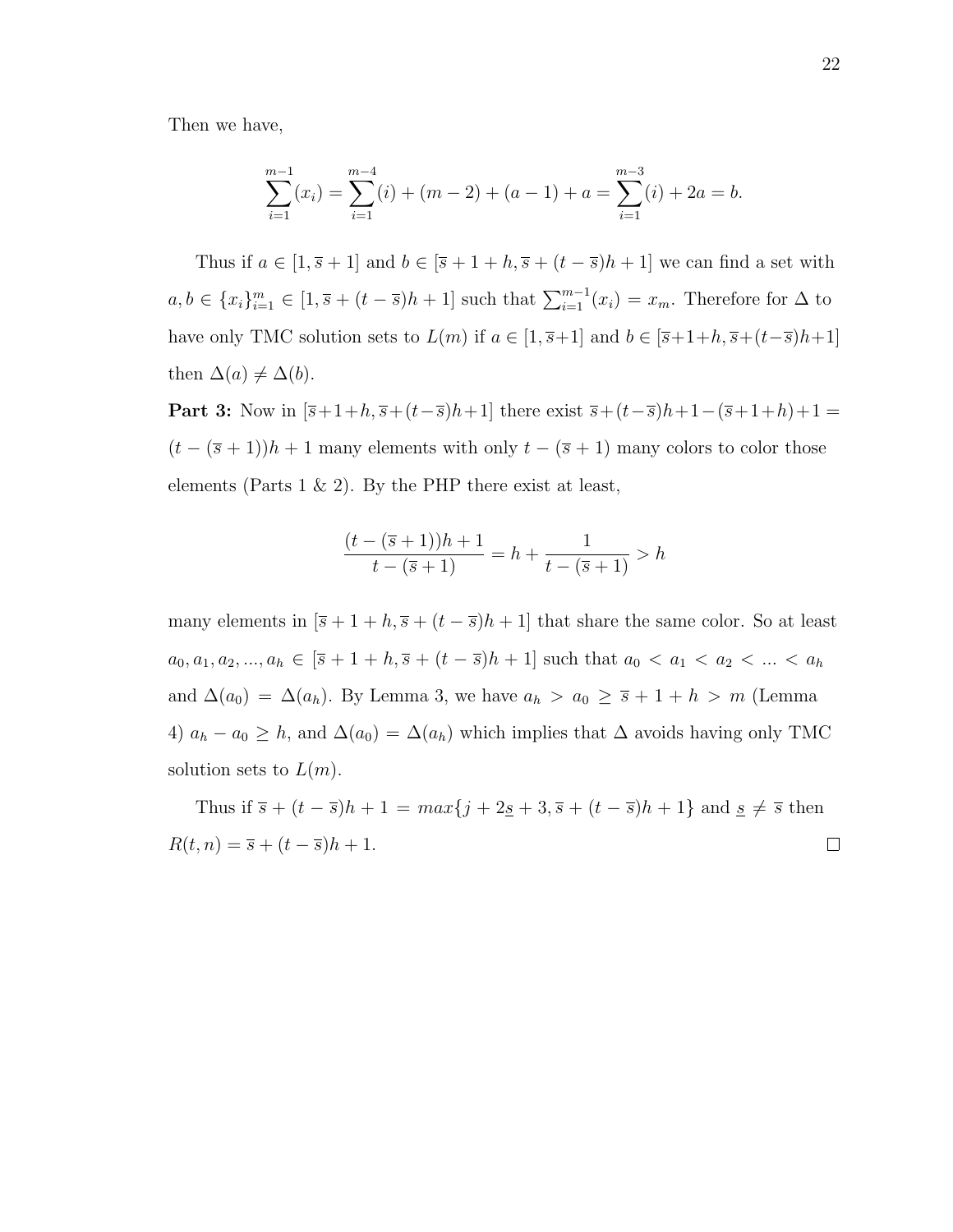Then we have,

$$\sum_{i=1}^{m-1}(x_i) = \sum_{i=1}^{m-4}(i) + (m-2) + (a-1) + a = \sum_{i=1}^{m-3}(i) + 2a = b.$$

Thus if $a \in [1, \overline{s}+1]$ and $b \in [\overline{s}+1+h, \overline{s}+(t-\overline{s})h+1]$ we can find a set with $a, b \in \{x_i\}_{i=1}^{m} \in [1, \overline{s}+(t-\overline{s})h+1]$ such that $\sum_{i=1}^{m-1}(x_i) = x_m$. Therefore for $\Delta$ to have only TMC solution sets to $L(m)$ if $a \in [1, \overline{s}+1]$ and $b \in [\overline{s}+1+h, \overline{s}+(t-\overline{s})h+1]$ then $\Delta(a) \neq \Delta(b)$.

**Part 3:** Now in $[\overline{s}+1+h, \overline{s}+(t-\overline{s})h+1]$ there exist $\overline{s}+(t-\overline{s})h+1-(\overline{s}+1+h)+1 = (t-(\overline{s}+1))h+1$ many elements with only $t-(\overline{s}+1)$ many colors to color those elements (Parts 1 & 2). By the PHP there exist at least,

$$\frac{(t-(\overline{s}+1))h+1}{t-(\overline{s}+1)} = h + \frac{1}{t-(\overline{s}+1)} > h$$

many elements in $[\overline{s}+1+h, \overline{s}+(t-\overline{s})h+1]$ that share the same color. So at least $a_0, a_1, a_2, ..., a_h \in [\overline{s}+1+h, \overline{s}+(t-\overline{s})h+1]$ such that $a_0 < a_1 < a_2 < ... < a_h$ and $\Delta(a_0) = \Delta(a_h)$. By Lemma 3, we have $a_h > a_0 \geq \overline{s}+1+h > m$ (Lemma 4) $a_h - a_0 \geq h$, and $\Delta(a_0) = \Delta(a_h)$ which implies that $\Delta$ avoids having only TMC solution sets to $L(m)$.

Thus if $\overline{s}+(t-\overline{s})h+1 = max\{j+2\underline{s}+3, \overline{s}+(t-\overline{s})h+1\}$ and $\underline{s} \neq \overline{s}$ then $R(t,n) = \overline{s}+(t-\overline{s})h+1$. $\square$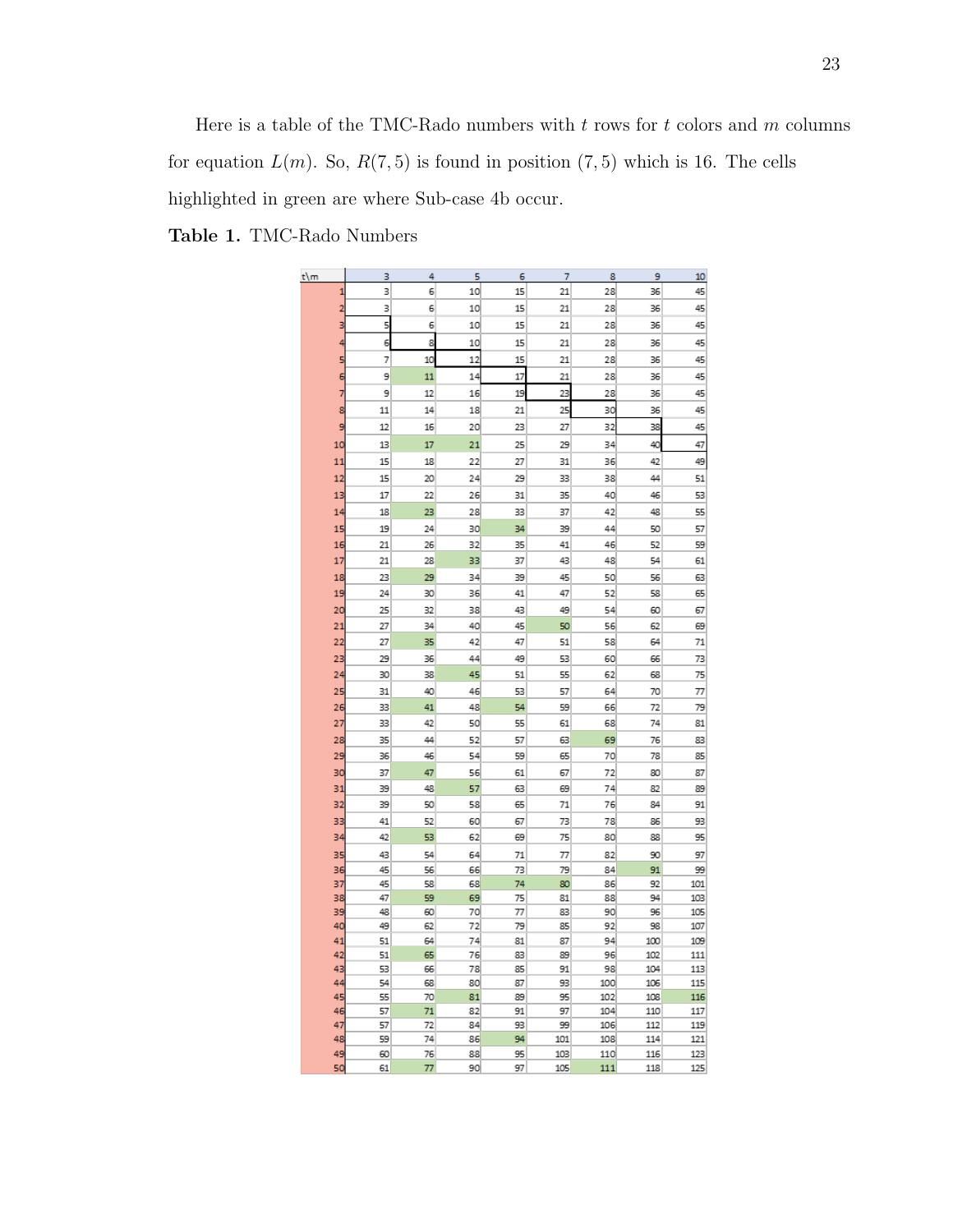Here is a table of the TMC-Rado numbers with $t$ rows for $t$ colors and $m$ columns for equation $L(m)$. So, $R(7,5)$ is found in position $(7,5)$ which is 16. The cells highlighted in green are where Sub-case 4b occur.

**Table 1.** TMC-Rado Numbers

| t\m | 3 | 4 | 5 | 6 | 7 | 8 | 9 | 10 |
|---|---|---|---|---|---|---|---|---|
| 1 | 3 | 6 | 10 | 15 | 21 | 28 | 36 | 45 |
| 2 | 3 | 6 | 10 | 15 | 21 | 28 | 36 | 45 |
| 3 | 5 | 6 | 10 | 15 | 21 | 28 | 36 | 45 |
| 4 | 6 | 8 | 10 | 15 | 21 | 28 | 36 | 45 |
| 5 | 7 | 10 | 12 | 15 | 21 | 28 | 36 | 45 |
| 6 | 9 | 11 | 14 | 17 | 21 | 28 | 36 | 45 |
| 7 | 9 | 12 | 16 | 19 | 23 | 28 | 36 | 45 |
| 8 | 11 | 14 | 18 | 21 | 25 | 30 | 36 | 45 |
| 9 | 12 | 16 | 20 | 23 | 27 | 32 | 38 | 45 |
| 10 | 13 | 17 | 21 | 25 | 29 | 34 | 40 | 47 |
| 11 | 15 | 18 | 22 | 27 | 31 | 36 | 42 | 49 |
| 12 | 15 | 20 | 24 | 29 | 33 | 38 | 44 | 51 |
| 13 | 17 | 22 | 26 | 31 | 35 | 40 | 46 | 53 |
| 14 | 18 | 23 | 28 | 33 | 37 | 42 | 48 | 55 |
| 15 | 19 | 24 | 30 | 34 | 39 | 44 | 50 | 57 |
| 16 | 21 | 26 | 32 | 35 | 41 | 46 | 52 | 59 |
| 17 | 21 | 28 | 33 | 37 | 43 | 48 | 54 | 61 |
| 18 | 23 | 29 | 34 | 39 | 45 | 50 | 56 | 63 |
| 19 | 24 | 30 | 36 | 41 | 47 | 52 | 58 | 65 |
| 20 | 25 | 32 | 38 | 43 | 49 | 54 | 60 | 67 |
| 21 | 27 | 34 | 40 | 45 | 50 | 56 | 62 | 69 |
| 22 | 27 | 35 | 42 | 47 | 51 | 58 | 64 | 71 |
| 23 | 29 | 36 | 44 | 49 | 53 | 60 | 66 | 73 |
| 24 | 30 | 38 | 45 | 51 | 55 | 62 | 68 | 75 |
| 25 | 31 | 40 | 46 | 53 | 57 | 64 | 70 | 77 |
| 26 | 33 | 41 | 48 | 54 | 59 | 66 | 72 | 79 |
| 27 | 33 | 42 | 50 | 55 | 61 | 68 | 74 | 81 |
| 28 | 35 | 44 | 52 | 57 | 63 | 69 | 76 | 83 |
| 29 | 36 | 46 | 54 | 59 | 65 | 70 | 78 | 85 |
| 30 | 37 | 47 | 56 | 61 | 67 | 72 | 80 | 87 |
| 31 | 39 | 48 | 57 | 63 | 69 | 74 | 82 | 89 |
| 32 | 39 | 50 | 58 | 65 | 71 | 76 | 84 | 91 |
| 33 | 41 | 52 | 60 | 67 | 73 | 78 | 86 | 93 |
| 34 | 42 | 53 | 62 | 69 | 75 | 80 | 88 | 95 |
| 35 | 43 | 54 | 64 | 71 | 77 | 82 | 90 | 97 |
| 36 | 45 | 56 | 66 | 73 | 79 | 84 | 91 | 99 |
| 37 | 45 | 58 | 68 | 74 | 80 | 86 | 92 | 101 |
| 38 | 47 | 59 | 69 | 75 | 81 | 88 | 94 | 103 |
| 39 | 48 | 60 | 70 | 77 | 83 | 90 | 96 | 105 |
| 40 | 49 | 62 | 72 | 79 | 85 | 92 | 98 | 107 |
| 41 | 51 | 64 | 74 | 81 | 87 | 94 | 100 | 109 |
| 42 | 51 | 65 | 76 | 83 | 89 | 96 | 102 | 111 |
| 43 | 53 | 66 | 78 | 85 | 91 | 98 | 104 | 113 |
| 44 | 54 | 68 | 80 | 87 | 93 | 100 | 106 | 115 |
| 45 | 55 | 70 | 81 | 89 | 95 | 102 | 108 | 116 |
| 46 | 57 | 71 | 82 | 91 | 97 | 104 | 110 | 117 |
| 47 | 57 | 72 | 84 | 93 | 99 | 106 | 112 | 119 |
| 48 | 59 | 74 | 86 | 94 | 101 | 108 | 114 | 121 |
| 49 | 60 | 76 | 88 | 95 | 103 | 110 | 116 | 123 |
| 50 | 61 | 77 | 90 | 97 | 105 | 111 | 118 | 125 |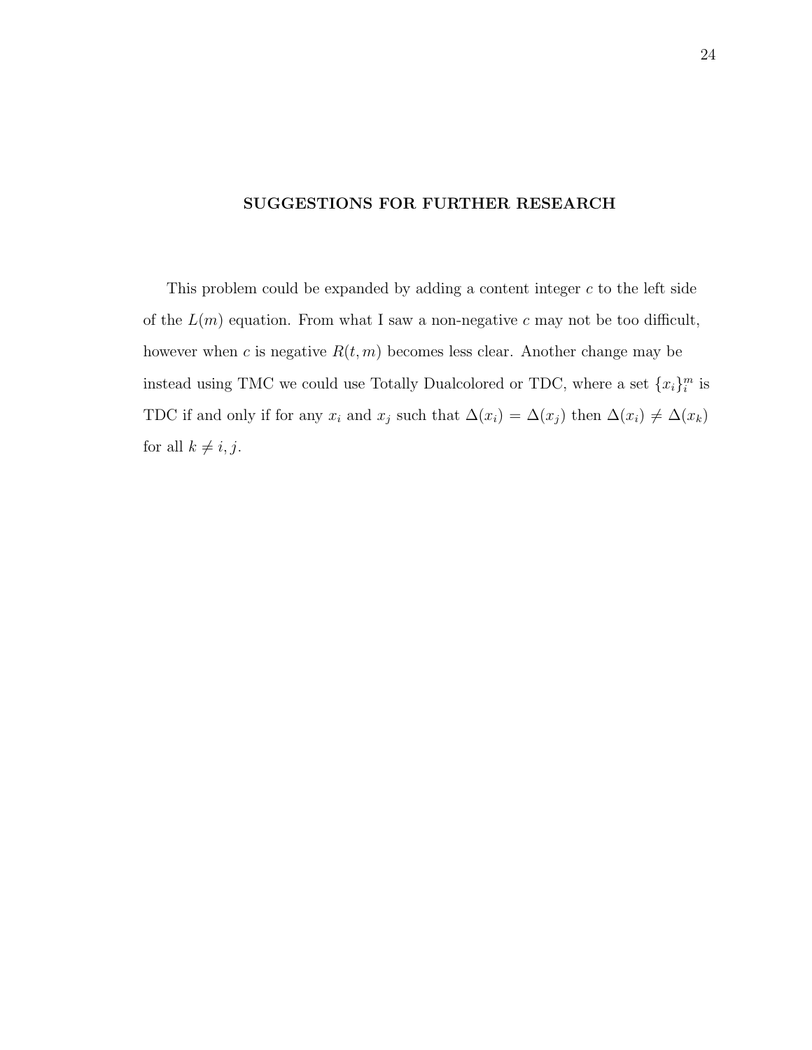## SUGGESTIONS FOR FURTHER RESEARCH

This problem could be expanded by adding a content integer $c$ to the left side of the $L(m)$ equation. From what I saw a non-negative $c$ may not be too difficult, however when $c$ is negative $R(t, m)$ becomes less clear. Another change may be instead using TMC we could use Totally Dualcolored or TDC, where a set $\{x_i\}_i^m$ is TDC if and only if for any $x_i$ and $x_j$ such that $\Delta(x_i) = \Delta(x_j)$ then $\Delta(x_i) \neq \Delta(x_k)$ for all $k \neq i, j$.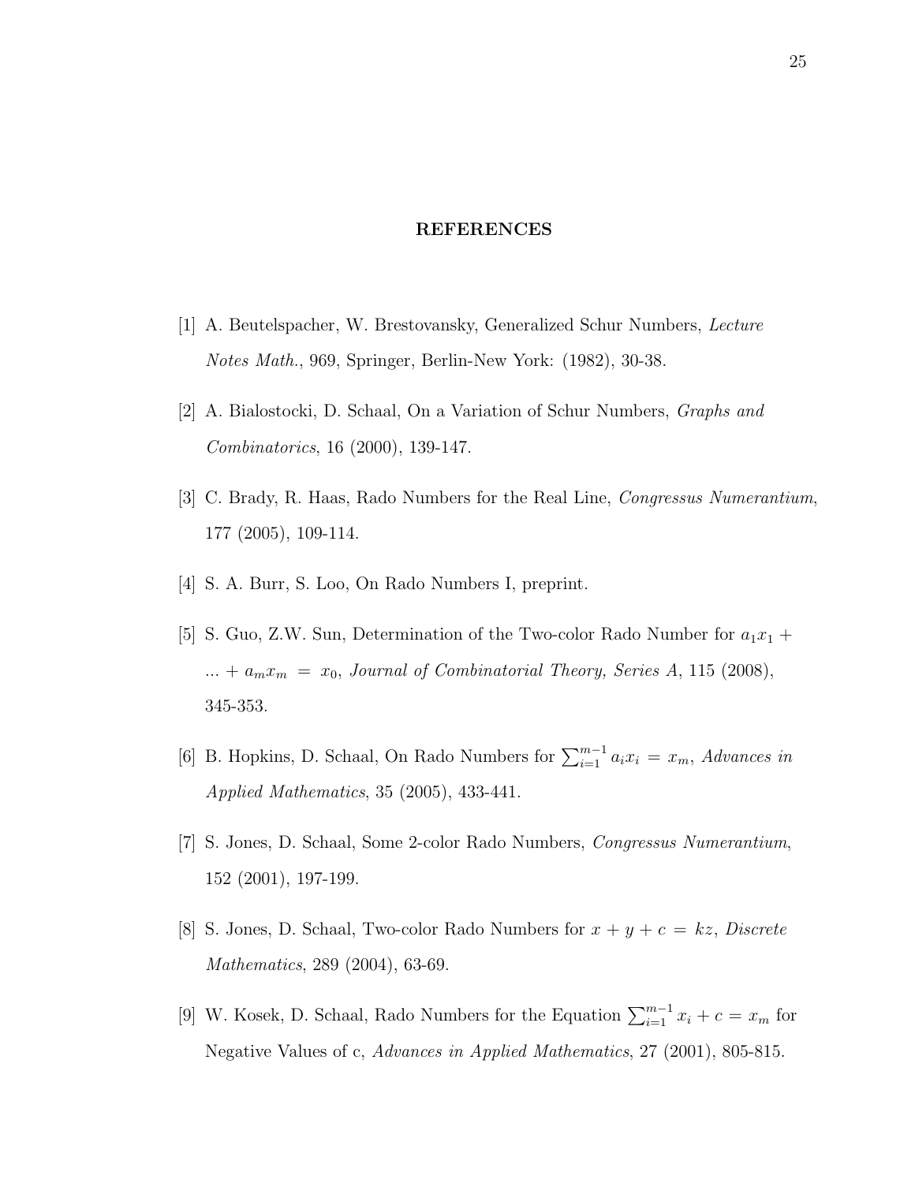## REFERENCES

[1] A. Beutelspacher, W. Brestovansky, Generalized Schur Numbers, *Lecture Notes Math.*, 969, Springer, Berlin-New York: (1982), 30-38.

[2] A. Bialostocki, D. Schaal, On a Variation of Schur Numbers, *Graphs and Combinatorics*, 16 (2000), 139-147.

[3] C. Brady, R. Haas, Rado Numbers for the Real Line, *Congressus Numerantium*, 177 (2005), 109-114.

[4] S. A. Burr, S. Loo, On Rado Numbers I, preprint.

[5] S. Guo, Z.W. Sun, Determination of the Two-color Rado Number for $a_1x_1 + ... + a_mx_m = x_0$, *Journal of Combinatorial Theory, Series A*, 115 (2008), 345-353.

[6] B. Hopkins, D. Schaal, On Rado Numbers for $\sum_{i=1}^{m-1} a_ix_i = x_m$, *Advances in Applied Mathematics*, 35 (2005), 433-441.

[7] S. Jones, D. Schaal, Some 2-color Rado Numbers, *Congressus Numerantium*, 152 (2001), 197-199.

[8] S. Jones, D. Schaal, Two-color Rado Numbers for $x + y + c = kz$, *Discrete Mathematics*, 289 (2004), 63-69.

[9] W. Kosek, D. Schaal, Rado Numbers for the Equation $\sum_{i=1}^{m-1} x_i + c = x_m$ for Negative Values of c, *Advances in Applied Mathematics*, 27 (2001), 805-815.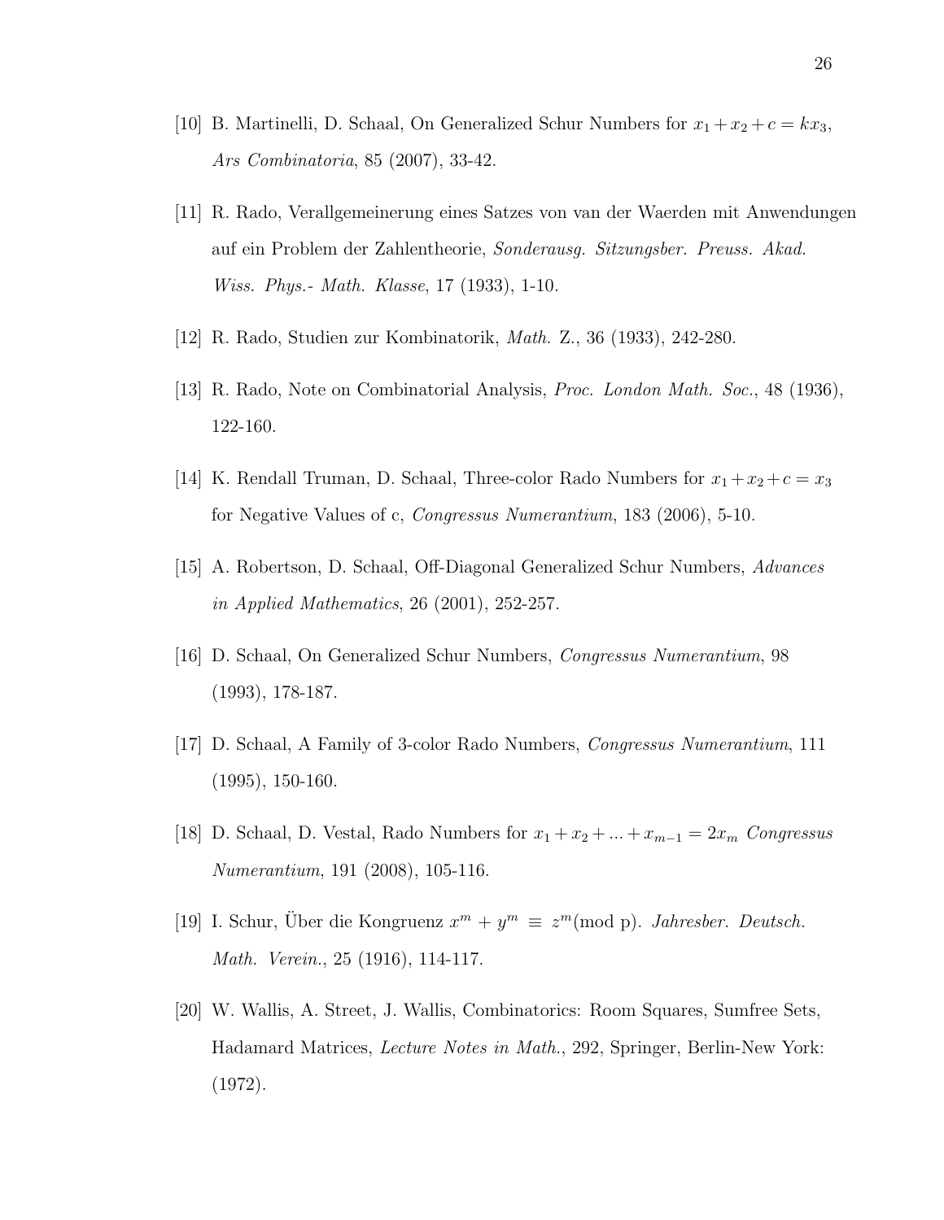[10] B. Martinelli, D. Schaal, On Generalized Schur Numbers for $x_1 + x_2 + c = kx_3$, *Ars Combinatoria*, 85 (2007), 33-42.

[11] R. Rado, Verallgemeinerung eines Satzes von van der Waerden mit Anwendungen auf ein Problem der Zahlentheorie, *Sonderausg. Sitzungsber. Preuss. Akad. Wiss. Phys.- Math. Klasse*, 17 (1933), 1-10.

[12] R. Rado, Studien zur Kombinatorik, *Math.* Z., 36 (1933), 242-280.

[13] R. Rado, Note on Combinatorial Analysis, *Proc. London Math. Soc.*, 48 (1936), 122-160.

[14] K. Rendall Truman, D. Schaal, Three-color Rado Numbers for $x_1 + x_2 + c = x_3$ for Negative Values of c, *Congressus Numerantium*, 183 (2006), 5-10.

[15] A. Robertson, D. Schaal, Off-Diagonal Generalized Schur Numbers, *Advances in Applied Mathematics*, 26 (2001), 252-257.

[16] D. Schaal, On Generalized Schur Numbers, *Congressus Numerantium*, 98 (1993), 178-187.

[17] D. Schaal, A Family of 3-color Rado Numbers, *Congressus Numerantium*, 111 (1995), 150-160.

[18] D. Schaal, D. Vestal, Rado Numbers for $x_1 + x_2 + ... + x_{m-1} = 2x_m$ *Congressus Numerantium*, 191 (2008), 105-116.

[19] I. Schur, Über die Kongruenz $x^m + y^m \equiv z^m (\text{mod p})$. *Jahresber. Deutsch. Math. Verein.*, 25 (1916), 114-117.

[20] W. Wallis, A. Street, J. Wallis, Combinatorics: Room Squares, Sumfree Sets, Hadamard Matrices, *Lecture Notes in Math.*, 292, Springer, Berlin-New York: (1972).